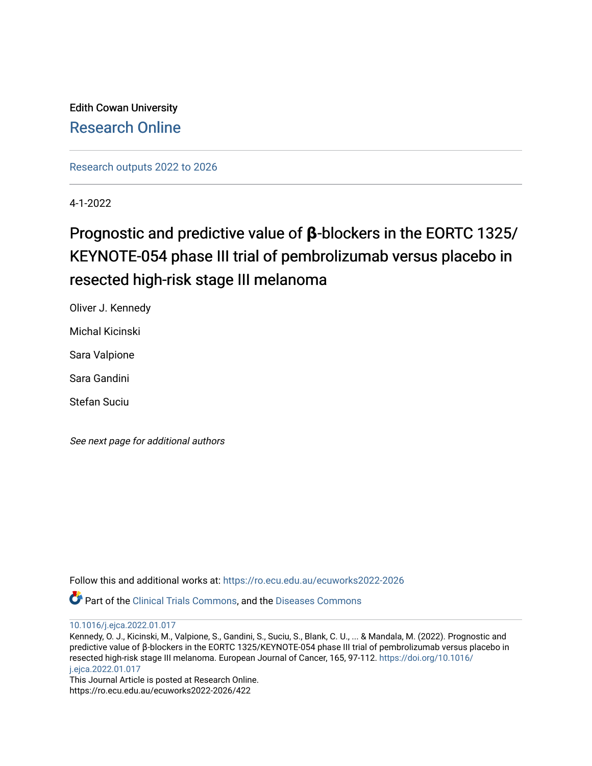Edith Cowan University

Research Online

Research outputs 2022 to 2026

4-1-2022

# Prognostic and predictive value of β-blockers in the EORTC 1325/KEYNOTE-054 phase III trial of pembrolizumab versus placebo in resected high-risk stage III melanoma

Oliver J. Kennedy

Michal Kicinski

Sara Valpione

Sara Gandini

Stefan Suciu

*See next page for additional authors*

Follow this and additional works at: https://ro.ecu.edu.au/ecuworks2022-2026

Part of the Clinical Trials Commons, and the Diseases Commons

10.1016/j.ejca.2022.01.017

Kennedy, O. J., Kicinski, M., Valpione, S., Gandini, S., Suciu, S., Blank, C. U., ... & Mandala, M. (2022). Prognostic and predictive value of β-blockers in the EORTC 1325/KEYNOTE-054 phase III trial of pembrolizumab versus placebo in resected high-risk stage III melanoma. European Journal of Cancer, 165, 97-112. https://doi.org/10.1016/j.ejca.2022.01.017

This Journal Article is posted at Research Online.

https://ro.ecu.edu.au/ecuworks2022-2026/422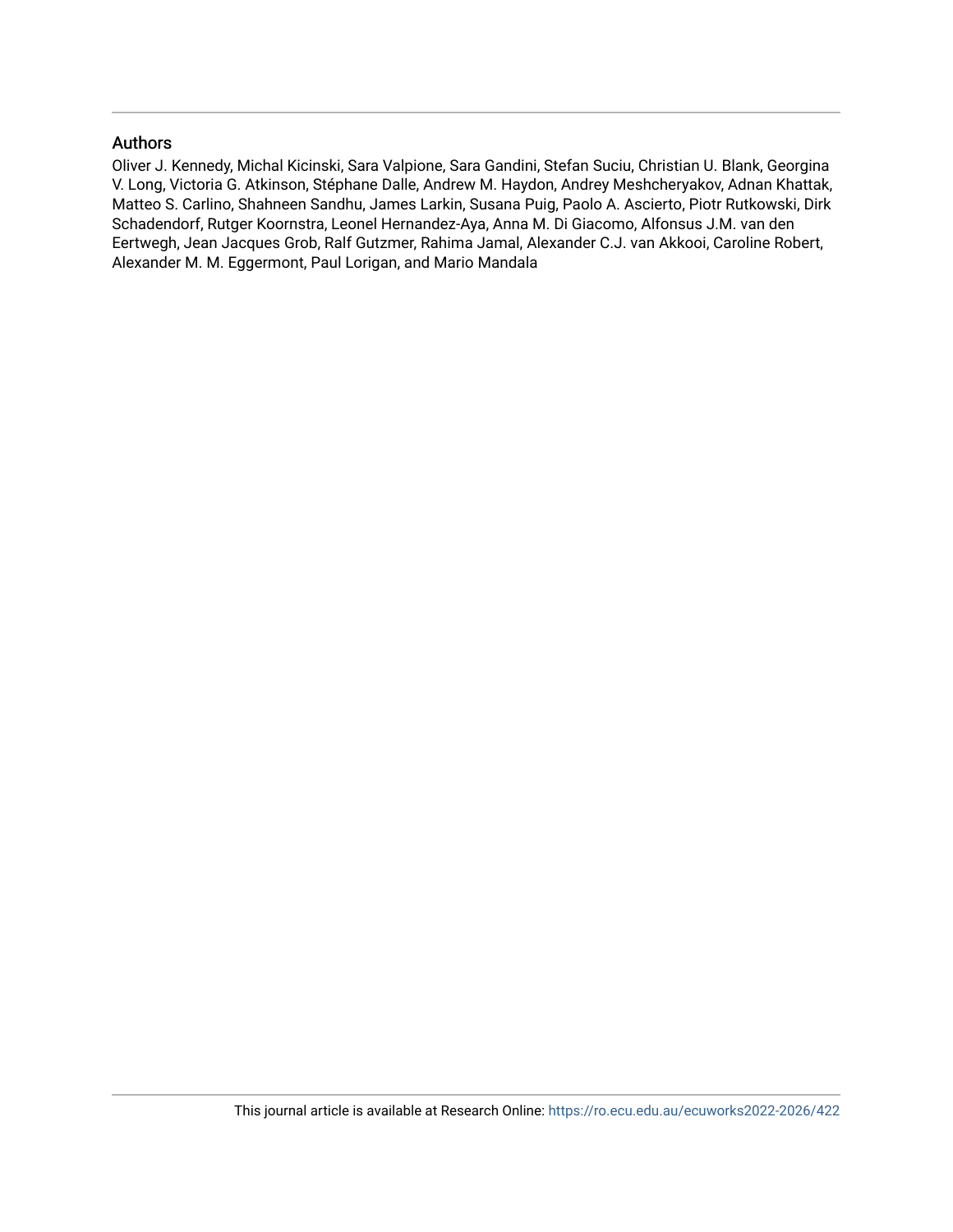## Authors

Oliver J. Kennedy, Michal Kicinski, Sara Valpione, Sara Gandini, Stefan Suciu, Christian U. Blank, Georgina V. Long, Victoria G. Atkinson, Stéphane Dalle, Andrew M. Haydon, Andrey Meshcheryakov, Adnan Khattak, Matteo S. Carlino, Shahneen Sandhu, James Larkin, Susana Puig, Paolo A. Ascierto, Piotr Rutkowski, Dirk Schadendorf, Rutger Koornstra, Leonel Hernandez-Aya, Anna M. Di Giacomo, Alfonsus J.M. van den Eertwegh, Jean Jacques Grob, Ralf Gutzmer, Rahima Jamal, Alexander C.J. van Akkooi, Caroline Robert, Alexander M. M. Eggermont, Paul Lorigan, and Mario Mandala

This journal article is available at Research Online: https://ro.ecu.edu.au/ecuworks2022-2026/422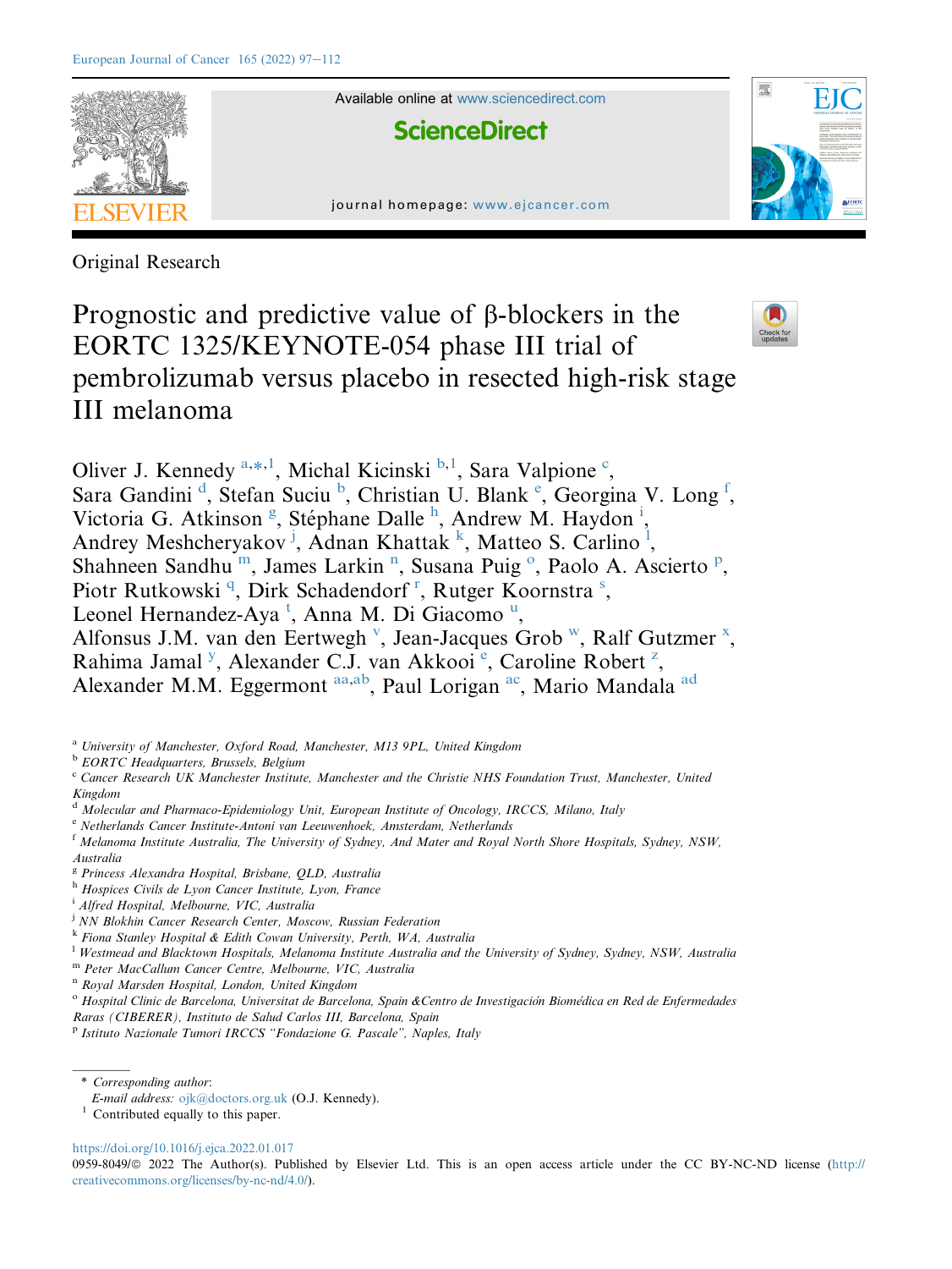Original Research

# Prognostic and predictive value of β-blockers in the EORTC 1325/KEYNOTE-054 phase III trial of pembrolizumab versus placebo in resected high-risk stage III melanoma

Oliver J. Kennedy [a,*,1], Michal Kicinski [b,1], Sara Valpione [c], Sara Gandini [d], Stefan Suciu [b], Christian U. Blank [e], Georgina V. Long [f], Victoria G. Atkinson [g], Stéphane Dalle [h], Andrew M. Haydon [i], Andrey Meshcheryakov [j], Adnan Khattak [k], Matteo S. Carlino [l], Shahneen Sandhu [m], James Larkin [n], Susana Puig [o], Paolo A. Ascierto [p], Piotr Rutkowski [q], Dirk Schadendorf [r], Rutger Koornstra [s], Leonel Hernandez-Aya [t], Anna M. Di Giacomo [u], Alfonsus J.M. van den Eertwegh [v], Jean-Jacques Grob [w], Ralf Gutzmer [x], Rahima Jamal [y], Alexander C.J. van Akkooi [e], Caroline Robert [z], Alexander M.M. Eggermont [aa,ab], Paul Lorigan [ac], Mario Mandala [ad]

[a] University of Manchester, Oxford Road, Manchester, M13 9PL, United Kingdom
[b] EORTC Headquarters, Brussels, Belgium
[c] Cancer Research UK Manchester Institute, Manchester and the Christie NHS Foundation Trust, Manchester, United Kingdom
[d] Molecular and Pharmaco-Epidemiology Unit, European Institute of Oncology, IRCCS, Milano, Italy
[e] Netherlands Cancer Institute-Antoni van Leeuwenhoek, Amsterdam, Netherlands
[f] Melanoma Institute Australia, The University of Sydney, And Mater and Royal North Shore Hospitals, Sydney, NSW, Australia
[g] Princess Alexandra Hospital, Brisbane, QLD, Australia
[h] Hospices Civils de Lyon Cancer Institute, Lyon, France
[i] Alfred Hospital, Melbourne, VIC, Australia
[j] NN Blokhin Cancer Research Center, Moscow, Russian Federation
[k] Fiona Stanley Hospital & Edith Cowan University, Perth, WA, Australia
[l] Westmead and Blacktown Hospitals, Melanoma Institute Australia and the University of Sydney, Sydney, NSW, Australia
[m] Peter MacCallum Cancer Centre, Melbourne, VIC, Australia
[n] Royal Marsden Hospital, London, United Kingdom
[o] Hospital Clinic de Barcelona, Universitat de Barcelona, Spain &Centro de Investigación Biomédica en Red de Enfermedades Raras (CIBERER), Instituto de Salud Carlos III, Barcelona, Spain
[p] Istituto Nazionale Tumori IRCCS "Fondazione G. Pascale", Naples, Italy

\* Corresponding author:
E-mail address: ojk@doctors.org.uk (O.J. Kennedy).
[1] Contributed equally to this paper.

https://doi.org/10.1016/j.ejca.2022.01.017
0959-8049/© 2022 The Author(s). Published by Elsevier Ltd. This is an open access article under the CC BY-NC-ND license (http://creativecommons.org/licenses/by-nc-nd/4.0/).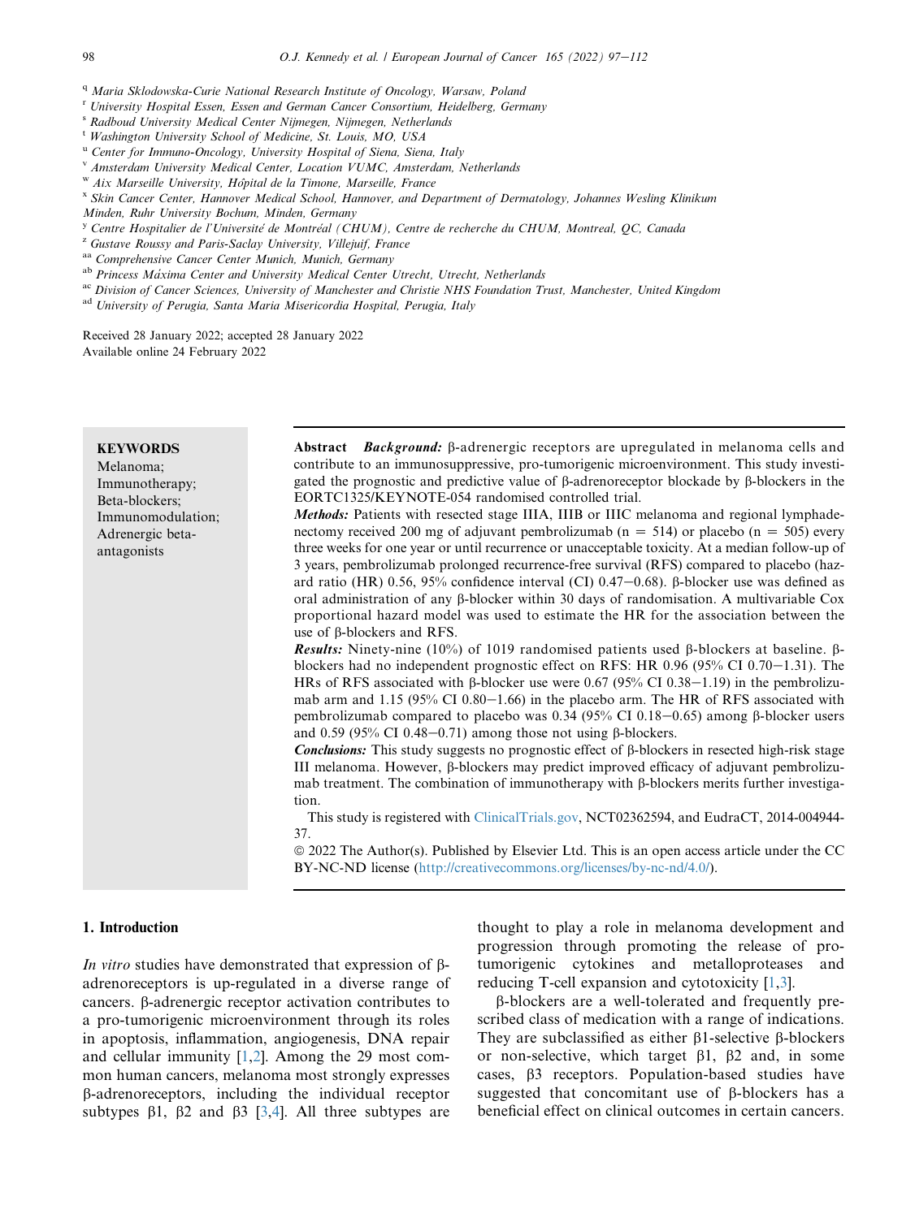[q] Maria Sklodowska-Curie National Research Institute of Oncology, Warsaw, Poland
[r] University Hospital Essen, Essen and German Cancer Consortium, Heidelberg, Germany
[s] Radboud University Medical Center Nijmegen, Nijmegen, Netherlands
[t] Washington University School of Medicine, St. Louis, MO, USA
[u] Center for Immuno-Oncology, University Hospital of Siena, Siena, Italy
[v] Amsterdam University Medical Center, Location VUMC, Amsterdam, Netherlands
[w] Aix Marseille University, Hôpital de la Timone, Marseille, France
[x] Skin Cancer Center, Hannover Medical School, Hannover, and Department of Dermatology, Johannes Wesling Klinikum Minden, Ruhr University Bochum, Minden, Germany
[y] Centre Hospitalier de l'Université de Montréal (CHUM), Centre de recherche du CHUM, Montreal, QC, Canada
[z] Gustave Roussy and Paris-Saclay University, Villejuif, France
[aa] Comprehensive Cancer Center Munich, Munich, Germany
[ab] Princess Máxima Center and University Medical Center Utrecht, Utrecht, Netherlands
[ac] Division of Cancer Sciences, University of Manchester and Christie NHS Foundation Trust, Manchester, United Kingdom
[ad] University of Perugia, Santa Maria Misericordia Hospital, Perugia, Italy

Received 28 January 2022; accepted 28 January 2022
Available online 24 February 2022

**KEYWORDS**
Melanoma;
Immunotherapy;
Beta-blockers;
Immunomodulation;
Adrenergic beta-antagonists

**Abstract** ***Background:*** β-adrenergic receptors are upregulated in melanoma cells and contribute to an immunosuppressive, pro-tumorigenic microenvironment. This study investigated the prognostic and predictive value of β-adrenoreceptor blockade by β-blockers in the EORTC1325/KEYNOTE-054 randomised controlled trial.

***Methods:*** Patients with resected stage IIIA, IIIB or IIIC melanoma and regional lymphadenectomy received 200 mg of adjuvant pembrolizumab ($n = 514$) or placebo ($n = 505$) every three weeks for one year or until recurrence or unacceptable toxicity. At a median follow-up of 3 years, pembrolizumab prolonged recurrence-free survival (RFS) compared to placebo (hazard ratio (HR) 0.56, 95% confidence interval (CI) 0.47–0.68). β-blocker use was defined as oral administration of any β-blocker within 30 days of randomisation. A multivariable Cox proportional hazard model was used to estimate the HR for the association between the use of β-blockers and RFS.

***Results:*** Ninety-nine (10%) of 1019 randomised patients used β-blockers at baseline. β-blockers had no independent prognostic effect on RFS: HR 0.96 (95% CI 0.70–1.31). The HRs of RFS associated with β-blocker use were 0.67 (95% CI 0.38–1.19) in the pembrolizumab arm and 1.15 (95% CI 0.80–1.66) in the placebo arm. The HR of RFS associated with pembrolizumab compared to placebo was 0.34 (95% CI 0.18–0.65) among β-blocker users and 0.59 (95% CI 0.48–0.71) among those not using β-blockers.

***Conclusions:*** This study suggests no prognostic effect of β-blockers in resected high-risk stage III melanoma. However, β-blockers may predict improved efficacy of adjuvant pembrolizumab treatment. The combination of immunotherapy with β-blockers merits further investigation.

This study is registered with ClinicalTrials.gov, NCT02362594, and EudraCT, 2014-004944-37.

© 2022 The Author(s). Published by Elsevier Ltd. This is an open access article under the CC BY-NC-ND license (http://creativecommons.org/licenses/by-nc-nd/4.0/).

## 1. Introduction

*In vitro* studies have demonstrated that expression of β-adrenoreceptors is up-regulated in a diverse range of cancers. β-adrenergic receptor activation contributes to a pro-tumorigenic microenvironment through its roles in apoptosis, inflammation, angiogenesis, DNA repair and cellular immunity [1,2]. Among the 29 most common human cancers, melanoma most strongly expresses β-adrenoreceptors, including the individual receptor subtypes β1, β2 and β3 [3,4]. All three subtypes are thought to play a role in melanoma development and progression through promoting the release of pro-tumorigenic cytokines and metalloproteases and reducing T-cell expansion and cytotoxicity [1,3].

β-blockers are a well-tolerated and frequently prescribed class of medication with a range of indications. They are subclassified as either β1-selective β-blockers or non-selective, which target β1, β2 and, in some cases, β3 receptors. Population-based studies have suggested that concomitant use of β-blockers has a beneficial effect on clinical outcomes in certain cancers.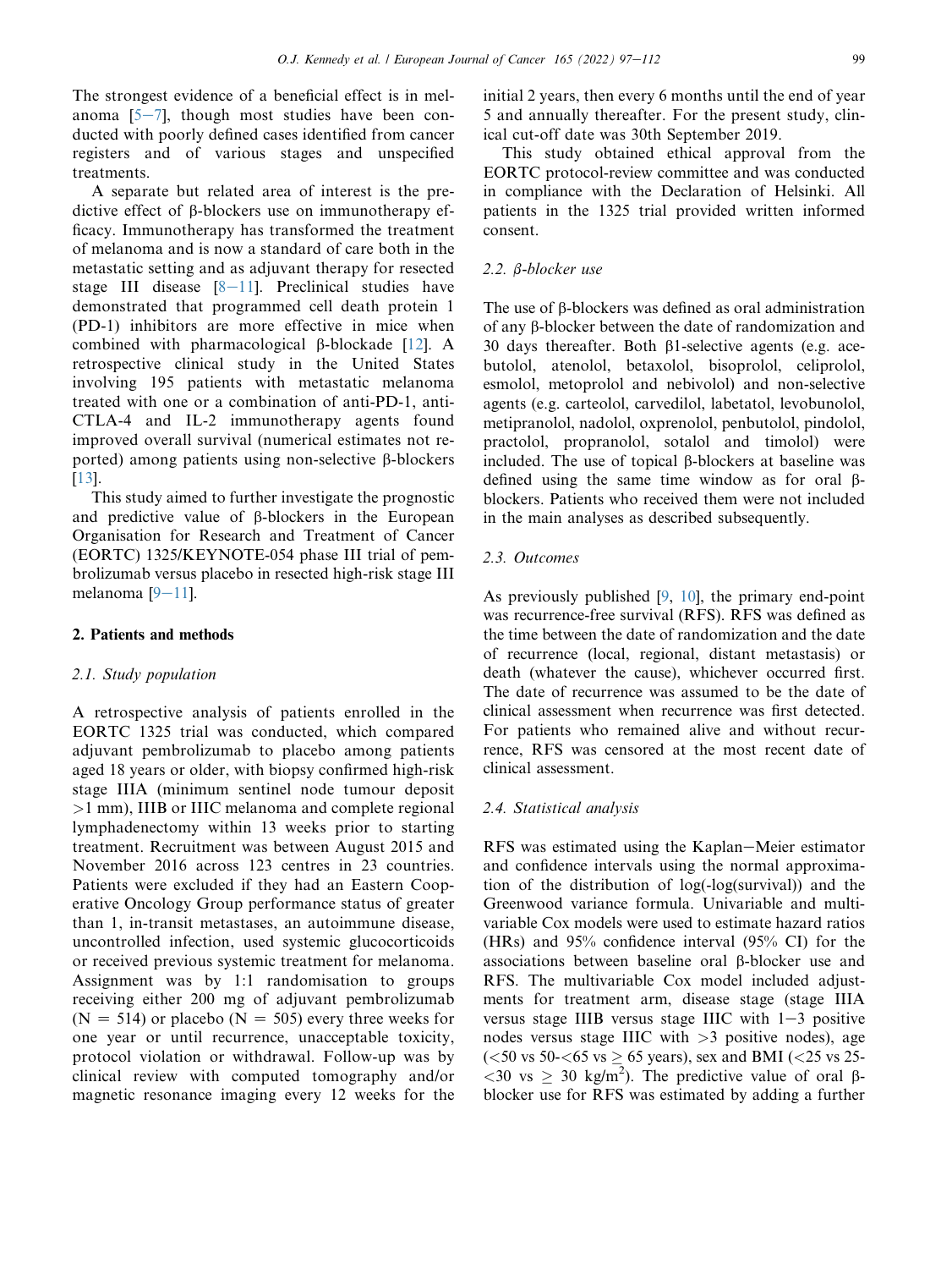The strongest evidence of a beneficial effect is in melanoma [5−7], though most studies have been conducted with poorly defined cases identified from cancer registers and of various stages and unspecified treatments.

A separate but related area of interest is the predictive effect of β-blockers use on immunotherapy efficacy. Immunotherapy has transformed the treatment of melanoma and is now a standard of care both in the metastatic setting and as adjuvant therapy for resected stage III disease [8−11]. Preclinical studies have demonstrated that programmed cell death protein 1 (PD-1) inhibitors are more effective in mice when combined with pharmacological β-blockade [12]. A retrospective clinical study in the United States involving 195 patients with metastatic melanoma treated with one or a combination of anti-PD-1, anti-CTLA-4 and IL-2 immunotherapy agents found improved overall survival (numerical estimates not reported) among patients using non-selective β-blockers [13].

This study aimed to further investigate the prognostic and predictive value of β-blockers in the European Organisation for Research and Treatment of Cancer (EORTC) 1325/KEYNOTE-054 phase III trial of pembrolizumab versus placebo in resected high-risk stage III melanoma [9−11].

## 2. Patients and methods

### 2.1. Study population

A retrospective analysis of patients enrolled in the EORTC 1325 trial was conducted, which compared adjuvant pembrolizumab to placebo among patients aged 18 years or older, with biopsy confirmed high-risk stage IIIA (minimum sentinel node tumour deposit >1 mm), IIIB or IIIC melanoma and complete regional lymphadenectomy within 13 weeks prior to starting treatment. Recruitment was between August 2015 and November 2016 across 123 centres in 23 countries. Patients were excluded if they had an Eastern Cooperative Oncology Group performance status of greater than 1, in-transit metastases, an autoimmune disease, uncontrolled infection, used systemic glucocorticoids or received previous systemic treatment for melanoma. Assignment was by 1:1 randomisation to groups receiving either 200 mg of adjuvant pembrolizumab ($N = 514$) or placebo ($N = 505$) every three weeks for one year or until recurrence, unacceptable toxicity, protocol violation or withdrawal. Follow-up was by clinical review with computed tomography and/or magnetic resonance imaging every 12 weeks for the initial 2 years, then every 6 months until the end of year 5 and annually thereafter. For the present study, clinical cut-off date was 30th September 2019.

This study obtained ethical approval from the EORTC protocol-review committee and was conducted in compliance with the Declaration of Helsinki. All patients in the 1325 trial provided written informed consent.

### 2.2. β-blocker use

The use of β-blockers was defined as oral administration of any β-blocker between the date of randomization and 30 days thereafter. Both β1-selective agents (e.g. acebutolol, atenolol, betaxolol, bisoprolol, celiprolol, esmolol, metoprolol and nebivolol) and non-selective agents (e.g. carteolol, carvedilol, labetatol, levobunolol, metipranolol, nadolol, oxprenolol, penbutolol, pindolol, practolol, propranolol, sotalol and timolol) were included. The use of topical β-blockers at baseline was defined using the same time window as for oral β-blockers. Patients who received them were not included in the main analyses as described subsequently.

### 2.3. Outcomes

As previously published [9, 10], the primary end-point was recurrence-free survival (RFS). RFS was defined as the time between the date of randomization and the date of recurrence (local, regional, distant metastasis) or death (whatever the cause), whichever occurred first. The date of recurrence was assumed to be the date of clinical assessment when recurrence was first detected. For patients who remained alive and without recurrence, RFS was censored at the most recent date of clinical assessment.

### 2.4. Statistical analysis

RFS was estimated using the Kaplan−Meier estimator and confidence intervals using the normal approximation of the distribution of log(-log(survival)) and the Greenwood variance formula. Univariable and multivariable Cox models were used to estimate hazard ratios (HRs) and 95% confidence interval (95% CI) for the associations between baseline oral β-blocker use and RFS. The multivariable Cox model included adjustments for treatment arm, disease stage (stage IIIA versus stage IIIB versus stage IIIC with 1−3 positive nodes versus stage IIIC with >3 positive nodes), age (<50 vs 50-<65 vs ≥ 65 years), sex and BMI (<25 vs 25-<30 vs ≥ 30 kg/m$^2$). The predictive value of oral β-blocker use for RFS was estimated by adding a further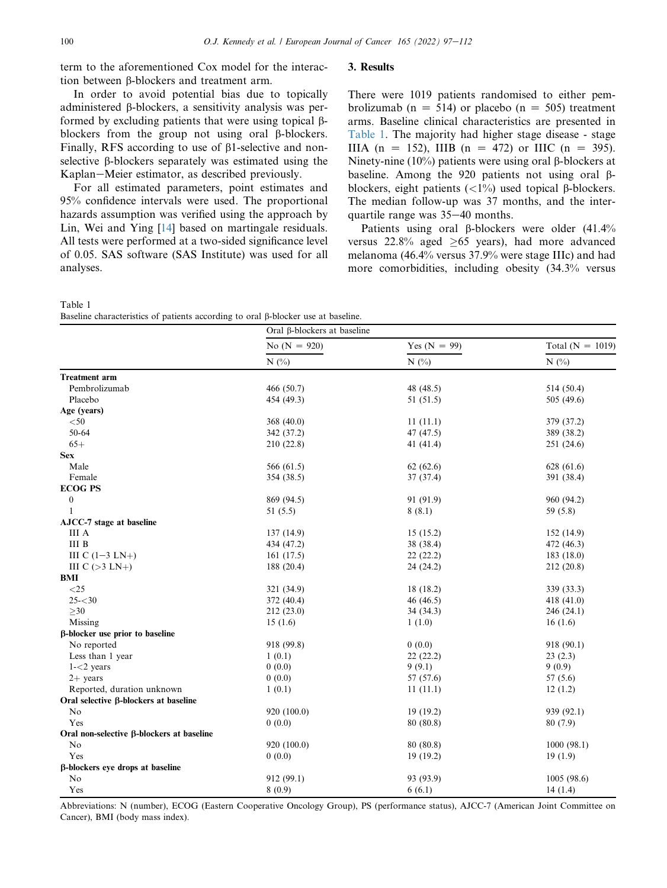term to the aforementioned Cox model for the interaction between β-blockers and treatment arm.

In order to avoid potential bias due to topically administered β-blockers, a sensitivity analysis was performed by excluding patients that were using topical β-blockers from the group not using oral β-blockers. Finally, RFS according to use of β1-selective and non-selective β-blockers separately was estimated using the Kaplan–Meier estimator, as described previously.

For all estimated parameters, point estimates and 95% confidence intervals were used. The proportional hazards assumption was verified using the approach by Lin, Wei and Ying [14] based on martingale residuals. All tests were performed at a two-sided significance level of 0.05. SAS software (SAS Institute) was used for all analyses.

## 3. Results

There were 1019 patients randomised to either pembrolizumab (n = 514) or placebo (n = 505) treatment arms. Baseline clinical characteristics are presented in Table 1. The majority had higher stage disease - stage IIIA (n = 152), IIIB (n = 472) or IIIC (n = 395). Ninety-nine (10%) patients were using oral β-blockers at baseline. Among the 920 patients not using oral β-blockers, eight patients (<1%) used topical β-blockers. The median follow-up was 37 months, and the interquartile range was 35–40 months.

Patients using oral β-blockers were older (41.4% versus 22.8% aged ≥65 years), had more advanced melanoma (46.4% versus 37.9% were stage IIIc) and had more comorbidities, including obesity (34.3% versus

Table 1
Baseline characteristics of patients according to oral β-blocker use at baseline.

| | Oral β-blockers at baseline | | |
|---|---|---|---|
| | No (N = 920) | Yes (N = 99) | Total (N = 1019) |
| | N (%) | N (%) | N (%) |
| **Treatment arm** | | | |
| Pembrolizumab | 466 (50.7) | 48 (48.5) | 514 (50.4) |
| Placebo | 454 (49.3) | 51 (51.5) | 505 (49.6) |
| **Age (years)** | | | |
| <50 | 368 (40.0) | 11 (11.1) | 379 (37.2) |
| 50-64 | 342 (37.2) | 47 (47.5) | 389 (38.2) |
| 65+ | 210 (22.8) | 41 (41.4) | 251 (24.6) |
| **Sex** | | | |
| Male | 566 (61.5) | 62 (62.6) | 628 (61.6) |
| Female | 354 (38.5) | 37 (37.4) | 391 (38.4) |
| **ECOG PS** | | | |
| 0 | 869 (94.5) | 91 (91.9) | 960 (94.2) |
| 1 | 51 (5.5) | 8 (8.1) | 59 (5.8) |
| **AJCC-7 stage at baseline** | | | |
| III A | 137 (14.9) | 15 (15.2) | 152 (14.9) |
| III B | 434 (47.2) | 38 (38.4) | 472 (46.3) |
| III C (1–3 LN+) | 161 (17.5) | 22 (22.2) | 183 (18.0) |
| III C (>3 LN+) | 188 (20.4) | 24 (24.2) | 212 (20.8) |
| **BMI** | | | |
| <25 | 321 (34.9) | 18 (18.2) | 339 (33.3) |
| 25-<30 | 372 (40.4) | 46 (46.5) | 418 (41.0) |
| ≥30 | 212 (23.0) | 34 (34.3) | 246 (24.1) |
| Missing | 15 (1.6) | 1 (1.0) | 16 (1.6) |
| **β-blocker use prior to baseline** | | | |
| No reported | 918 (99.8) | 0 (0.0) | 918 (90.1) |
| Less than 1 year | 1 (0.1) | 22 (22.2) | 23 (2.3) |
| 1-<2 years | 0 (0.0) | 9 (9.1) | 9 (0.9) |
| 2+ years | 0 (0.0) | 57 (57.6) | 57 (5.6) |
| Reported, duration unknown | 1 (0.1) | 11 (11.1) | 12 (1.2) |
| **Oral selective β-blockers at baseline** | | | |
| No | 920 (100.0) | 19 (19.2) | 939 (92.1) |
| Yes | 0 (0.0) | 80 (80.8) | 80 (7.9) |
| **Oral non-selective β-blockers at baseline** | | | |
| No | 920 (100.0) | 80 (80.8) | 1000 (98.1) |
| Yes | 0 (0.0) | 19 (19.2) | 19 (1.9) |
| **β-blockers eye drops at baseline** | | | |
| No | 912 (99.1) | 93 (93.9) | 1005 (98.6) |
| Yes | 8 (0.9) | 6 (6.1) | 14 (1.4) |

Abbreviations: N (number), ECOG (Eastern Cooperative Oncology Group), PS (performance status), AJCC-7 (American Joint Committee on Cancer), BMI (body mass index).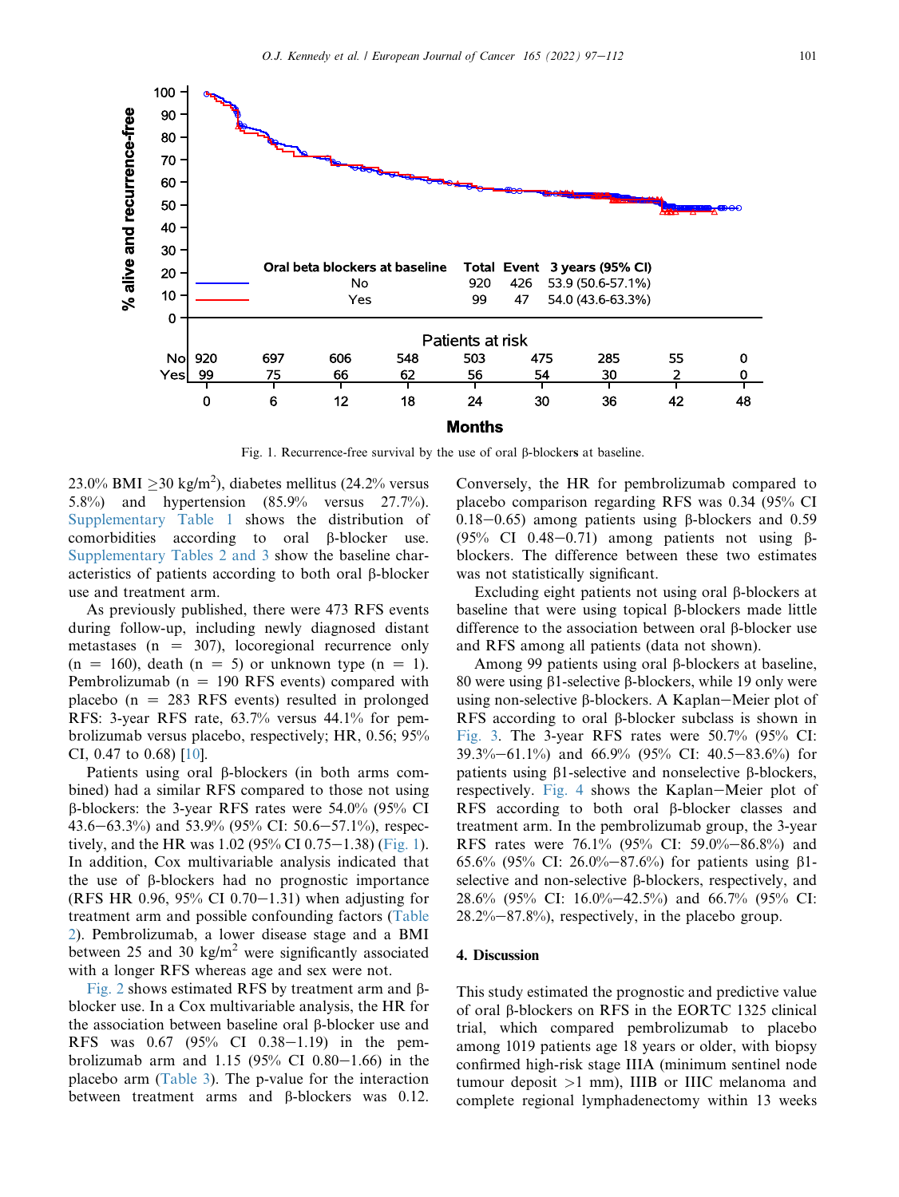Fig. 1. Recurrence-free survival by the use of oral β-blockers at baseline.

23.0% BMI ≥30 kg/m$^2$), diabetes mellitus (24.2% versus 5.8%) and hypertension (85.9% versus 27.7%). Supplementary Table 1 shows the distribution of comorbidities according to oral β-blocker use. Supplementary Tables 2 and 3 show the baseline characteristics of patients according to both oral β-blocker use and treatment arm.

As previously published, there were 473 RFS events during follow-up, including newly diagnosed distant metastases (n = 307), locoregional recurrence only (n = 160), death (n = 5) or unknown type (n = 1). Pembrolizumab (n = 190 RFS events) compared with placebo (n = 283 RFS events) resulted in prolonged RFS: 3-year RFS rate, 63.7% versus 44.1% for pembrolizumab versus placebo, respectively; HR, 0.56; 95% CI, 0.47 to 0.68) [10].

Patients using oral β-blockers (in both arms combined) had a similar RFS compared to those not using β-blockers: the 3-year RFS rates were 54.0% (95% CI 43.6–63.3%) and 53.9% (95% CI: 50.6–57.1%), respectively, and the HR was 1.02 (95% CI 0.75–1.38) (Fig. 1). In addition, Cox multivariable analysis indicated that the use of β-blockers had no prognostic importance (RFS HR 0.96, 95% CI 0.70–1.31) when adjusting for treatment arm and possible confounding factors (Table 2). Pembrolizumab, a lower disease stage and a BMI between 25 and 30 kg/m$^2$ were significantly associated with a longer RFS whereas age and sex were not.

Fig. 2 shows estimated RFS by treatment arm and β-blocker use. In a Cox multivariable analysis, the HR for the association between baseline oral β-blocker use and RFS was 0.67 (95% CI 0.38–1.19) in the pembrolizumab arm and 1.15 (95% CI 0.80–1.66) in the placebo arm (Table 3). The p-value for the interaction between treatment arms and β-blockers was 0.12. Conversely, the HR for pembrolizumab compared to placebo comparison regarding RFS was 0.34 (95% CI 0.18–0.65) among patients using β-blockers and 0.59 (95% CI 0.48–0.71) among patients not using β-blockers. The difference between these two estimates was not statistically significant.

Excluding eight patients not using oral β-blockers at baseline that were using topical β-blockers made little difference to the association between oral β-blocker use and RFS among all patients (data not shown).

Among 99 patients using oral β-blockers at baseline, 80 were using β1-selective β-blockers, while 19 only were using non-selective β-blockers. A Kaplan–Meier plot of RFS according to oral β-blocker subclass is shown in Fig. 3. The 3-year RFS rates were 50.7% (95% CI: 39.3%–61.1%) and 66.9% (95% CI: 40.5–83.6%) for patients using β1-selective and nonselective β-blockers, respectively. Fig. 4 shows the Kaplan–Meier plot of RFS according to both oral β-blocker classes and treatment arm. In the pembrolizumab group, the 3-year RFS rates were 76.1% (95% CI: 59.0%–86.8%) and 65.6% (95% CI: 26.0%–87.6%) for patients using β1-selective and non-selective β-blockers, respectively, and 28.6% (95% CI: 16.0%–42.5%) and 66.7% (95% CI: 28.2%–87.8%), respectively, in the placebo group.

## 4. Discussion

This study estimated the prognostic and predictive value of oral β-blockers on RFS in the EORTC 1325 clinical trial, which compared pembrolizumab to placebo among 1019 patients age 18 years or older, with biopsy confirmed high-risk stage IIIA (minimum sentinel node tumour deposit >1 mm), IIIB or IIIC melanoma and complete regional lymphadenectomy within 13 weeks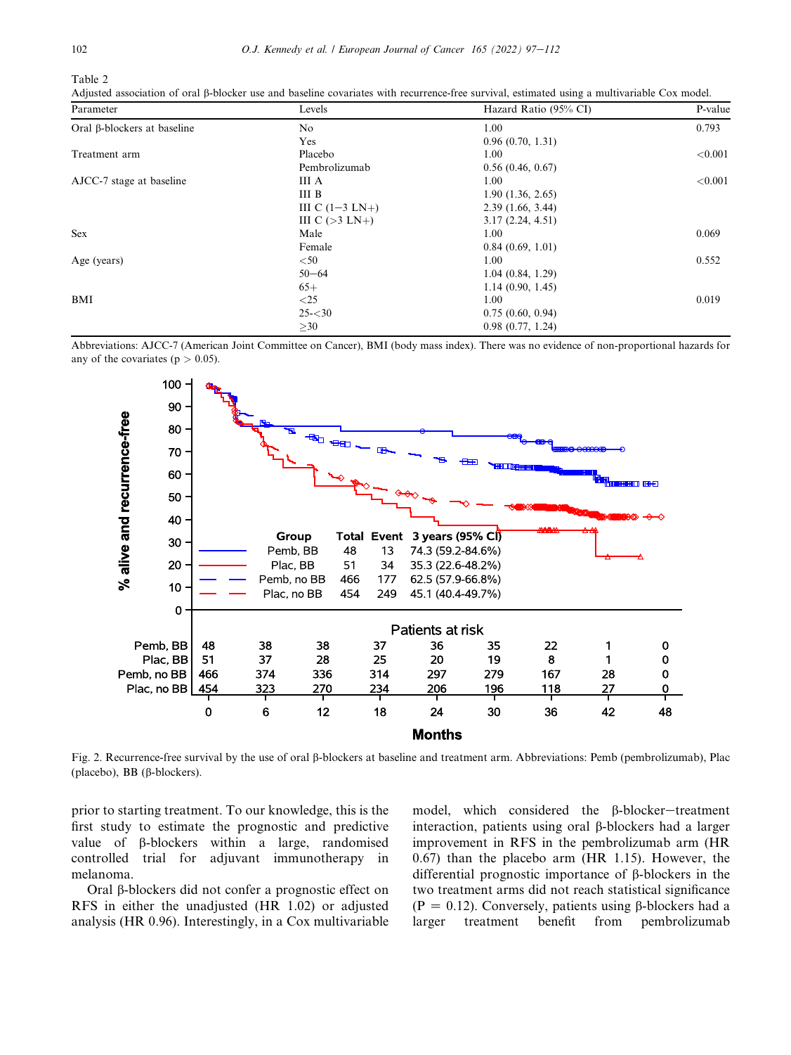Table 2
Adjusted association of oral β-blocker use and baseline covariates with recurrence-free survival, estimated using a multivariable Cox model.

| Parameter | Levels | Hazard Ratio (95% CI) | P-value |
|---|---|---|---|
| Oral β-blockers at baseline | No | 1.00 | 0.793 |
| | Yes | 0.96 (0.70, 1.31) | |
| Treatment arm | Placebo | 1.00 | <0.001 |
| | Pembrolizumab | 0.56 (0.46, 0.67) | |
| AJCC-7 stage at baseline | III A | 1.00 | <0.001 |
| | III B | 1.90 (1.36, 2.65) | |
| | III C (1−3 LN+) | 2.39 (1.66, 3.44) | |
| | III C (>3 LN+) | 3.17 (2.24, 4.51) | |
| Sex | Male | 1.00 | 0.069 |
| | Female | 0.84 (0.69, 1.01) | |
| Age (years) | <50 | 1.00 | 0.552 |
| | 50−64 | 1.04 (0.84, 1.29) | |
| | 65+ | 1.14 (0.90, 1.45) | |
| BMI | <25 | 1.00 | 0.019 |
| | 25-<30 | 0.75 (0.60, 0.94) | |
| | ≥30 | 0.98 (0.77, 1.24) | |

Abbreviations: AJCC-7 (American Joint Committee on Cancer), BMI (body mass index). There was no evidence of non-proportional hazards for any of the covariates ($p > 0.05$).

| Group | Total | Event | 3 years (95% CI) |
|---|---|---|---|
| Pemb, BB | 48 | 13 | 74.3 (59.2-84.6%) |
| Plac, BB | 51 | 34 | 35.3 (22.6-48.2%) |
| Pemb, no BB | 466 | 177 | 62.5 (57.9-66.8%) |
| Plac, no BB | 454 | 249 | 45.1 (40.4-49.7%) |

Patients at risk

| Months | 0 | 6 | 12 | 18 | 24 | 30 | 36 | 42 | 48 |
|---|---|---|---|---|---|---|---|---|---|
| Pemb, BB | 48 | 38 | 38 | 37 | 36 | 35 | 22 | 1 | 0 |
| Plac, BB | 51 | 37 | 28 | 25 | 20 | 19 | 8 | 1 | 0 |
| Pemb, no BB | 466 | 374 | 336 | 314 | 297 | 279 | 167 | 28 | 0 |
| Plac, no BB | 454 | 323 | 270 | 234 | 206 | 196 | 118 | 27 | 0 |

Fig. 2. Recurrence-free survival by the use of oral β-blockers at baseline and treatment arm. Abbreviations: Pemb (pembrolizumab), Plac (placebo), BB (β-blockers).

prior to starting treatment. To our knowledge, this is the first study to estimate the prognostic and predictive value of β-blockers within a large, randomised controlled trial for adjuvant immunotherapy in melanoma.

Oral β-blockers did not confer a prognostic effect on RFS in either the unadjusted (HR 1.02) or adjusted analysis (HR 0.96). Interestingly, in a Cox multivariable model, which considered the β-blocker−treatment interaction, patients using oral β-blockers had a larger improvement in RFS in the pembrolizumab arm (HR 0.67) than the placebo arm (HR 1.15). However, the differential prognostic importance of β-blockers in the two treatment arms did not reach statistical significance ($P = 0.12$). Conversely, patients using β-blockers had a larger treatment benefit from pembrolizumab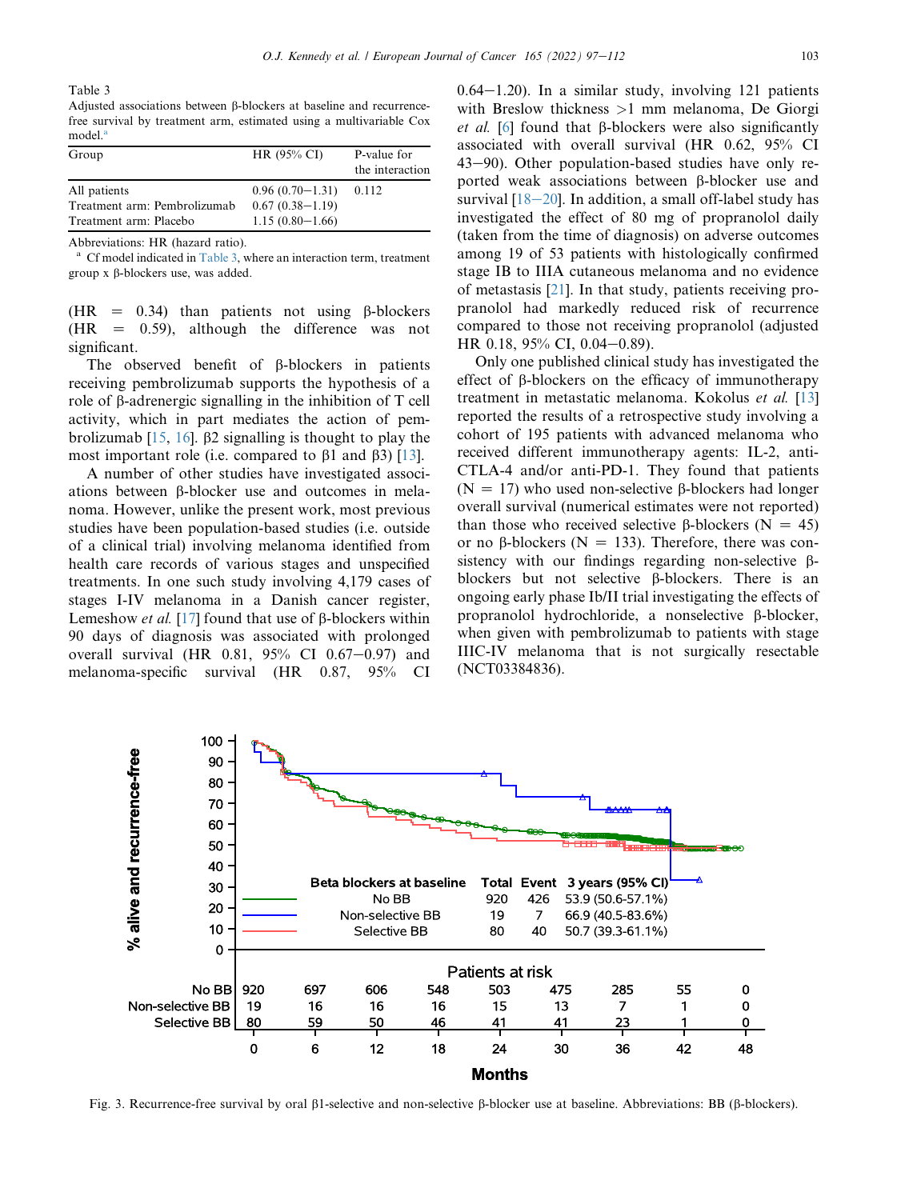Table 3
Adjusted associations between β-blockers at baseline and recurrence-free survival by treatment arm, estimated using a multivariable Cox model.[a]

| Group | HR (95% CI) | P-value for the interaction |
|---|---|---|
| All patients | 0.96 (0.70−1.31) | 0.112 |
| Treatment arm: Pembrolizumab | 0.67 (0.38−1.19) | |
| Treatment arm: Placebo | 1.15 (0.80−1.66) | |

Abbreviations: HR (hazard ratio).
[a] Cf model indicated in Table 3, where an interaction term, treatment group x β-blockers use, was added.

(HR = 0.34) than patients not using β-blockers (HR = 0.59), although the difference was not significant.

The observed benefit of β-blockers in patients receiving pembrolizumab supports the hypothesis of a role of β-adrenergic signalling in the inhibition of T cell activity, which in part mediates the action of pembrolizumab [15, 16]. β2 signalling is thought to play the most important role (i.e. compared to β1 and β3) [13].

A number of other studies have investigated associations between β-blocker use and outcomes in melanoma. However, unlike the present work, most previous studies have been population-based studies (i.e. outside of a clinical trial) involving melanoma identified from health care records of various stages and unspecified treatments. In one such study involving 4,179 cases of stages I-IV melanoma in a Danish cancer register, Lemeshow *et al.* [17] found that use of β-blockers within 90 days of diagnosis was associated with prolonged overall survival (HR 0.81, 95% CI 0.67−0.97) and melanoma-specific survival (HR 0.87, 95% CI 0.64−1.20). In a similar study, involving 121 patients with Breslow thickness >1 mm melanoma, De Giorgi *et al.* [6] found that β-blockers were also significantly associated with overall survival (HR 0.62, 95% CI 43−90). Other population-based studies have only reported weak associations between β-blocker use and survival [18−20]. In addition, a small off-label study has investigated the effect of 80 mg of propranolol daily (taken from the time of diagnosis) on adverse outcomes among 19 of 53 patients with histologically confirmed stage IB to IIIA cutaneous melanoma and no evidence of metastasis [21]. In that study, patients receiving propranolol had markedly reduced risk of recurrence compared to those not receiving propranolol (adjusted HR 0.18, 95% CI, 0.04−0.89).

Only one published clinical study has investigated the effect of β-blockers on the efficacy of immunotherapy treatment in metastatic melanoma. Kokolus *et al.* [13] reported the results of a retrospective study involving a cohort of 195 patients with advanced melanoma who received different immunotherapy agents: IL-2, anti-CTLA-4 and/or anti-PD-1. They found that patients (N = 17) who used non-selective β-blockers had longer overall survival (numerical estimates were not reported) than those who received selective β-blockers (N = 45) or no β-blockers (N = 133). Therefore, there was consistency with our findings regarding non-selective β-blockers but not selective β-blockers. There is an ongoing early phase Ib/II trial investigating the effects of propranolol hydrochloride, a nonselective β-blocker, when given with pembrolizumab to patients with stage IIIC-IV melanoma that is not surgically resectable (NCT03384836).

Fig. 3. Recurrence-free survival by oral β1-selective and non-selective β-blocker use at baseline. Abbreviations: BB (β-blockers).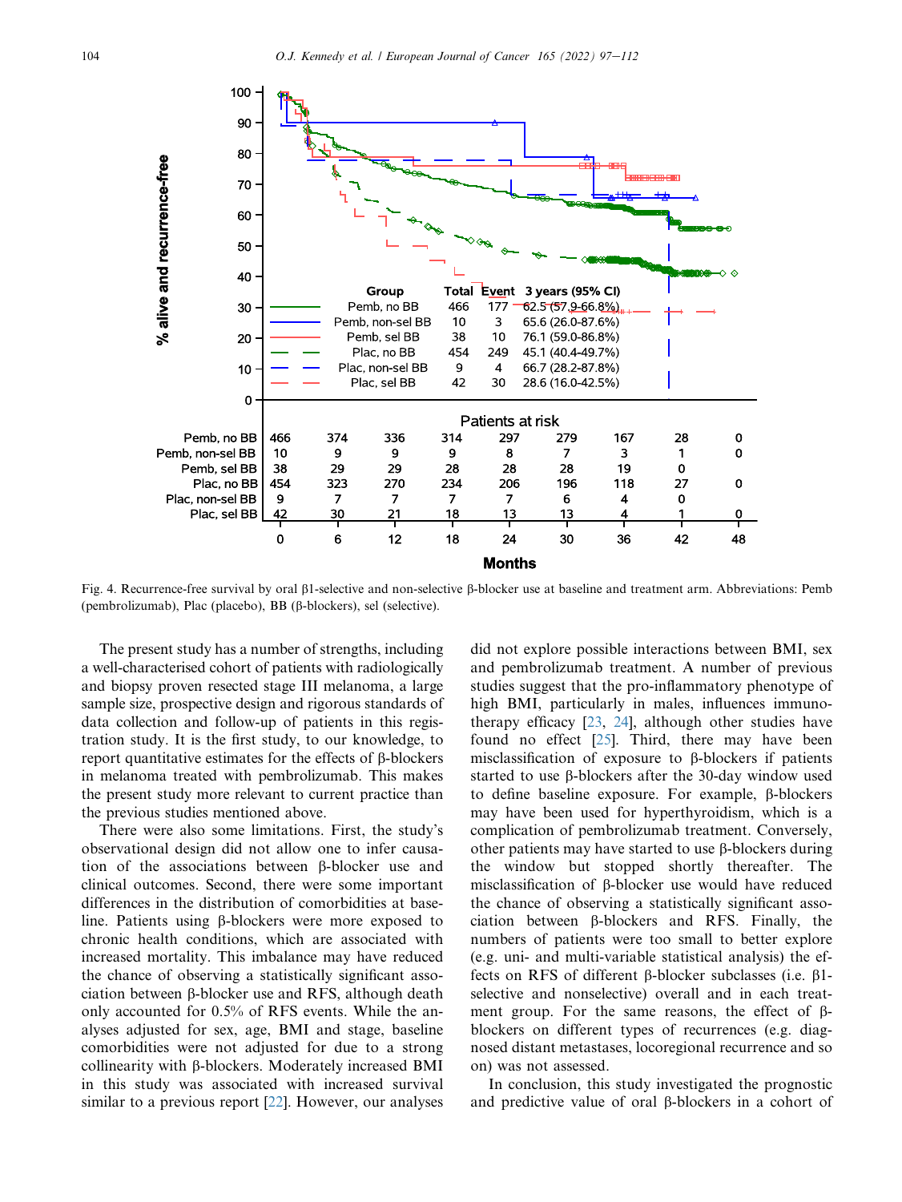| Group | Total | Event | 3 years (95% CI) |
|---|---|---|---|
| Pemb, no BB | 466 | 177 | 62.5 (57.9-66.8%) |
| Pemb, non-sel BB | 10 | 3 | 65.6 (26.0-87.6%) |
| Pemb, sel BB | 38 | 10 | 76.1 (59.0-86.8%) |
| Plac, no BB | 454 | 249 | 45.1 (40.4-49.7%) |
| Plac, non-sel BB | 9 | 4 | 66.7 (28.2-87.8%) |
| Plac, sel BB | 42 | 30 | 28.6 (16.0-42.5%) |

Patients at risk

| Months | 0 | 6 | 12 | 18 | 24 | 30 | 36 | 42 | 48 |
|---|---|---|---|---|---|---|---|---|---|
| Pemb, no BB | 466 | 374 | 336 | 314 | 297 | 279 | 167 | 28 | 0 |
| Pemb, non-sel BB | 10 | 9 | 9 | 9 | 8 | 7 | 3 | 1 | 0 |
| Pemb, sel BB | 38 | 29 | 29 | 28 | 28 | 28 | 19 | 0 | |
| Plac, no BB | 454 | 323 | 270 | 234 | 206 | 196 | 118 | 27 | 0 |
| Plac, non-sel BB | 9 | 7 | 7 | 7 | 7 | 6 | 4 | 0 | |
| Plac, sel BB | 42 | 30 | 21 | 18 | 13 | 13 | 4 | 1 | 0 |

Fig. 4. Recurrence-free survival by oral β1-selective and non-selective β-blocker use at baseline and treatment arm. Abbreviations: Pemb (pembrolizumab), Plac (placebo), BB (β-blockers), sel (selective).

The present study has a number of strengths, including a well-characterised cohort of patients with radiologically and biopsy proven resected stage III melanoma, a large sample size, prospective design and rigorous standards of data collection and follow-up of patients in this registration study. It is the first study, to our knowledge, to report quantitative estimates for the effects of β-blockers in melanoma treated with pembrolizumab. This makes the present study more relevant to current practice than the previous studies mentioned above.

There were also some limitations. First, the study's observational design did not allow one to infer causation of the associations between β-blocker use and clinical outcomes. Second, there were some important differences in the distribution of comorbidities at baseline. Patients using β-blockers were more exposed to chronic health conditions, which are associated with increased mortality. This imbalance may have reduced the chance of observing a statistically significant association between β-blocker use and RFS, although death only accounted for 0.5% of RFS events. While the analyses adjusted for sex, age, BMI and stage, baseline comorbidities were not adjusted for due to a strong collinearity with β-blockers. Moderately increased BMI in this study was associated with increased survival similar to a previous report [22]. However, our analyses did not explore possible interactions between BMI, sex and pembrolizumab treatment. A number of previous studies suggest that the pro-inflammatory phenotype of high BMI, particularly in males, influences immunotherapy efficacy [23, 24], although other studies have found no effect [25]. Third, there may have been misclassification of exposure to β-blockers if patients started to use β-blockers after the 30-day window used to define baseline exposure. For example, β-blockers may have been used for hyperthyroidism, which is a complication of pembrolizumab treatment. Conversely, other patients may have started to use β-blockers during the window but stopped shortly thereafter. The misclassification of β-blocker use would have reduced the chance of observing a statistically significant association between β-blockers and RFS. Finally, the numbers of patients were too small to better explore (e.g. uni- and multi-variable statistical analysis) the effects on RFS of different β-blocker subclasses (i.e. β1-selective and nonselective) overall and in each treatment group. For the same reasons, the effect of β-blockers on different types of recurrences (e.g. diagnosed distant metastases, locoregional recurrence and so on) was not assessed.

In conclusion, this study investigated the prognostic and predictive value of oral β-blockers in a cohort of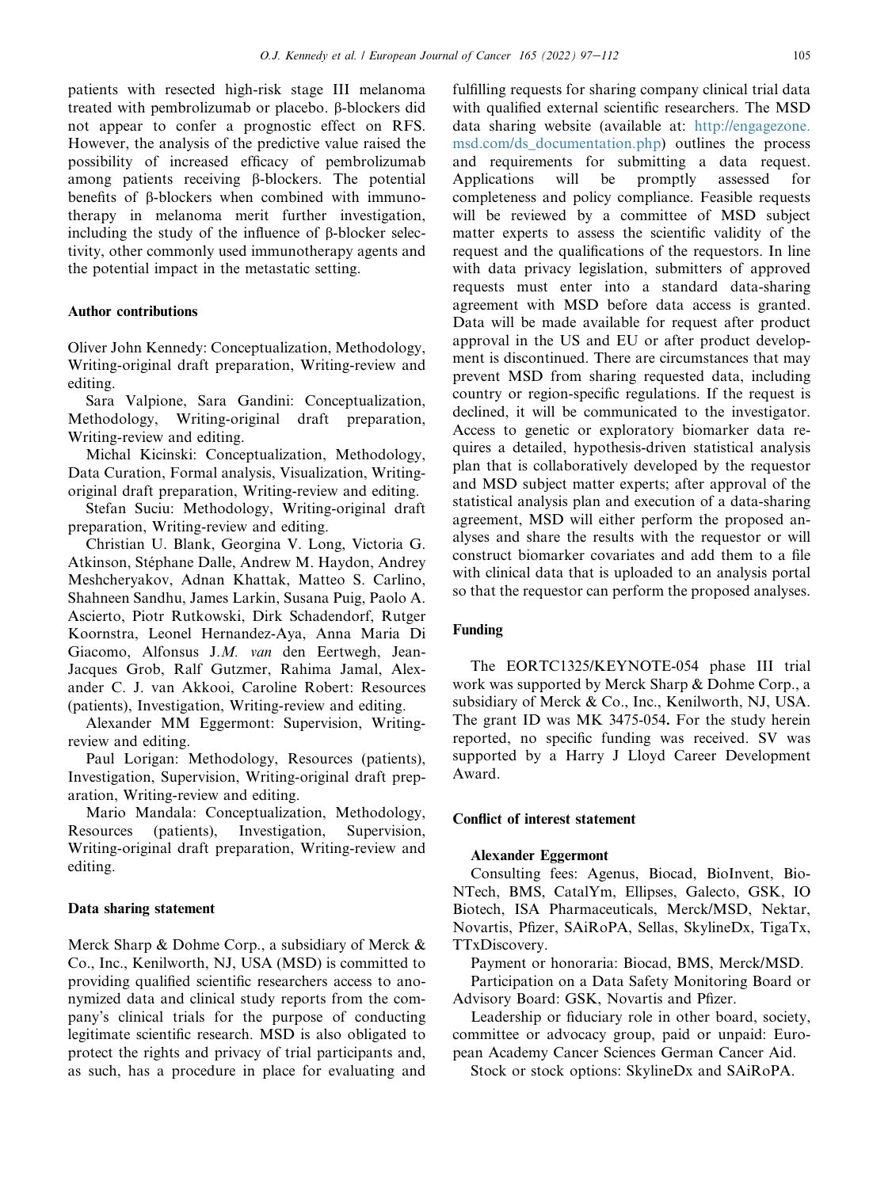patients with resected high-risk stage III melanoma treated with pembrolizumab or placebo. β-blockers did not appear to confer a prognostic effect on RFS. However, the analysis of the predictive value raised the possibility of increased efficacy of pembrolizumab among patients receiving β-blockers. The potential benefits of β-blockers when combined with immunotherapy in melanoma merit further investigation, including the study of the influence of β-blocker selectivity, other commonly used immunotherapy agents and the potential impact in the metastatic setting.

## Author contributions

Oliver John Kennedy: Conceptualization, Methodology, Writing-original draft preparation, Writing-review and editing.

Sara Valpione, Sara Gandini: Conceptualization, Methodology, Writing-original draft preparation, Writing-review and editing.

Michal Kicinski: Conceptualization, Methodology, Data Curation, Formal analysis, Visualization, Writing-original draft preparation, Writing-review and editing.

Stefan Suciu: Methodology, Writing-original draft preparation, Writing-review and editing.

Christian U. Blank, Georgina V. Long, Victoria G. Atkinson, Stéphane Dalle, Andrew M. Haydon, Andrey Meshcheryakov, Adnan Khattak, Matteo S. Carlino, Shahneen Sandhu, James Larkin, Susana Puig, Paolo A. Ascierto, Piotr Rutkowski, Dirk Schadendorf, Rutger Koornstra, Leonel Hernandez-Aya, Anna Maria Di Giacomo, Alfonsus J.*M. van* den Eertwegh, Jean-Jacques Grob, Ralf Gutzmer, Rahima Jamal, Alexander C. J. van Akkooi, Caroline Robert: Resources (patients), Investigation, Writing-review and editing.

Alexander MM Eggermont: Supervision, Writing-review and editing.

Paul Lorigan: Methodology, Resources (patients), Investigation, Supervision, Writing-original draft preparation, Writing-review and editing.

Mario Mandala: Conceptualization, Methodology, Resources (patients), Investigation, Supervision, Writing-original draft preparation, Writing-review and editing.

## Data sharing statement

Merck Sharp & Dohme Corp., a subsidiary of Merck & Co., Inc., Kenilworth, NJ, USA (MSD) is committed to providing qualified scientific researchers access to anonymized data and clinical study reports from the company's clinical trials for the purpose of conducting legitimate scientific research. MSD is also obligated to protect the rights and privacy of trial participants and, as such, has a procedure in place for evaluating and fulfilling requests for sharing company clinical trial data with qualified external scientific researchers. The MSD data sharing website (available at: http://engagezone.msd.com/ds_documentation.php) outlines the process and requirements for submitting a data request. Applications will be promptly assessed for completeness and policy compliance. Feasible requests will be reviewed by a committee of MSD subject matter experts to assess the scientific validity of the request and the qualifications of the requestors. In line with data privacy legislation, submitters of approved requests must enter into a standard data-sharing agreement with MSD before data access is granted. Data will be made available for request after product approval in the US and EU or after product development is discontinued. There are circumstances that may prevent MSD from sharing requested data, including country or region-specific regulations. If the request is declined, it will be communicated to the investigator. Access to genetic or exploratory biomarker data requires a detailed, hypothesis-driven statistical analysis plan that is collaboratively developed by the requestor and MSD subject matter experts; after approval of the statistical analysis plan and execution of a data-sharing agreement, MSD will either perform the proposed analyses and share the results with the requestor or will construct biomarker covariates and add them to a file with clinical data that is uploaded to an analysis portal so that the requestor can perform the proposed analyses.

## Funding

The EORTC1325/KEYNOTE-054 phase III trial work was supported by Merck Sharp & Dohme Corp., a subsidiary of Merck & Co., Inc., Kenilworth, NJ, USA. The grant ID was MK 3475-054**.** For the study herein reported, no specific funding was received. SV was supported by a Harry J Lloyd Career Development Award.

## Conflict of interest statement

**Alexander Eggermont**

Consulting fees: Agenus, Biocad, BioInvent, BioNTech, BMS, CatalYm, Ellipses, Galecto, GSK, IO Biotech, ISA Pharmaceuticals, Merck/MSD, Nektar, Novartis, Pfizer, SAiRoPA, Sellas, SkylineDx, TigaTx, TTxDiscovery.

Payment or honoraria: Biocad, BMS, Merck/MSD.

Participation on a Data Safety Monitoring Board or Advisory Board: GSK, Novartis and Pfizer.

Leadership or fiduciary role in other board, society, committee or advocacy group, paid or unpaid: European Academy Cancer Sciences German Cancer Aid.

Stock or stock options: SkylineDx and SAiRoPA.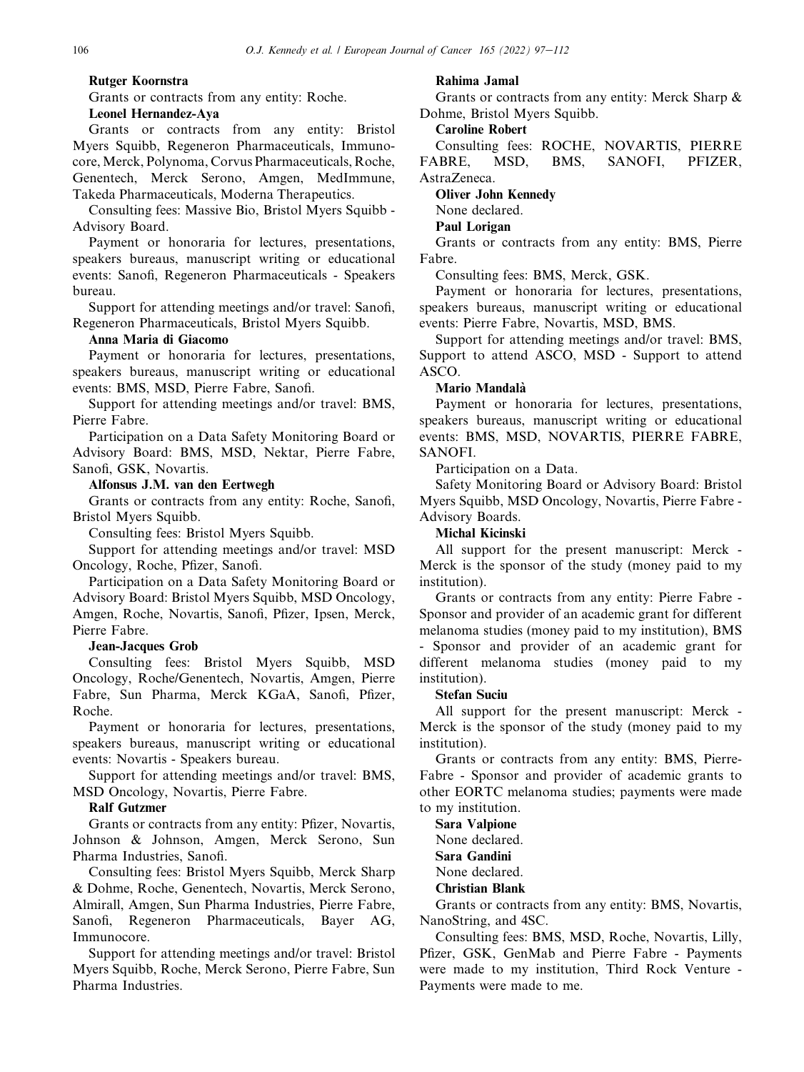**Rutger Koornstra**

Grants or contracts from any entity: Roche.

**Leonel Hernandez-Aya**

Grants or contracts from any entity: Bristol Myers Squibb, Regeneron Pharmaceuticals, Immunocore, Merck, Polynoma, Corvus Pharmaceuticals, Roche, Genentech, Merck Serono, Amgen, MedImmune, Takeda Pharmaceuticals, Moderna Therapeutics.

Consulting fees: Massive Bio, Bristol Myers Squibb - Advisory Board.

Payment or honoraria for lectures, presentations, speakers bureaus, manuscript writing or educational events: Sanofi, Regeneron Pharmaceuticals - Speakers bureau.

Support for attending meetings and/or travel: Sanofi, Regeneron Pharmaceuticals, Bristol Myers Squibb.

**Anna Maria di Giacomo**

Payment or honoraria for lectures, presentations, speakers bureaus, manuscript writing or educational events: BMS, MSD, Pierre Fabre, Sanofi.

Support for attending meetings and/or travel: BMS, Pierre Fabre.

Participation on a Data Safety Monitoring Board or Advisory Board: BMS, MSD, Nektar, Pierre Fabre, Sanofi, GSK, Novartis.

**Alfonsus J.M. van den Eertwegh**

Grants or contracts from any entity: Roche, Sanofi, Bristol Myers Squibb.

Consulting fees: Bristol Myers Squibb.

Support for attending meetings and/or travel: MSD Oncology, Roche, Pfizer, Sanofi.

Participation on a Data Safety Monitoring Board or Advisory Board: Bristol Myers Squibb, MSD Oncology, Amgen, Roche, Novartis, Sanofi, Pfizer, Ipsen, Merck, Pierre Fabre.

**Jean-Jacques Grob**

Consulting fees: Bristol Myers Squibb, MSD Oncology, Roche/Genentech, Novartis, Amgen, Pierre Fabre, Sun Pharma, Merck KGaA, Sanofi, Pfizer, Roche.

Payment or honoraria for lectures, presentations, speakers bureaus, manuscript writing or educational events: Novartis - Speakers bureau.

Support for attending meetings and/or travel: BMS, MSD Oncology, Novartis, Pierre Fabre.

**Ralf Gutzmer**

Grants or contracts from any entity: Pfizer, Novartis, Johnson & Johnson, Amgen, Merck Serono, Sun Pharma Industries, Sanofi.

Consulting fees: Bristol Myers Squibb, Merck Sharp & Dohme, Roche, Genentech, Novartis, Merck Serono, Almirall, Amgen, Sun Pharma Industries, Pierre Fabre, Sanofi, Regeneron Pharmaceuticals, Bayer AG, Immunocore.

Support for attending meetings and/or travel: Bristol Myers Squibb, Roche, Merck Serono, Pierre Fabre, Sun Pharma Industries.

**Rahima Jamal**

Grants or contracts from any entity: Merck Sharp & Dohme, Bristol Myers Squibb.

**Caroline Robert**

Consulting fees: ROCHE, NOVARTIS, PIERRE FABRE, MSD, BMS, SANOFI, PFIZER, AstraZeneca.

**Oliver John Kennedy**

None declared.

**Paul Lorigan**

Grants or contracts from any entity: BMS, Pierre Fabre.

Consulting fees: BMS, Merck, GSK.

Payment or honoraria for lectures, presentations, speakers bureaus, manuscript writing or educational events: Pierre Fabre, Novartis, MSD, BMS.

Support for attending meetings and/or travel: BMS, Support to attend ASCO, MSD - Support to attend ASCO.

**Mario Mandalà**

Payment or honoraria for lectures, presentations, speakers bureaus, manuscript writing or educational events: BMS, MSD, NOVARTIS, PIERRE FABRE, SANOFI.

Participation on a Data.

Safety Monitoring Board or Advisory Board: Bristol Myers Squibb, MSD Oncology, Novartis, Pierre Fabre - Advisory Boards.

**Michal Kicinski**

All support for the present manuscript: Merck - Merck is the sponsor of the study (money paid to my institution).

Grants or contracts from any entity: Pierre Fabre - Sponsor and provider of an academic grant for different melanoma studies (money paid to my institution), BMS - Sponsor and provider of an academic grant for different melanoma studies (money paid to my institution).

**Stefan Suciu**

All support for the present manuscript: Merck - Merck is the sponsor of the study (money paid to my institution).

Grants or contracts from any entity: BMS, Pierre-Fabre - Sponsor and provider of academic grants to other EORTC melanoma studies; payments were made to my institution.

**Sara Valpione**

None declared.

**Sara Gandini**

None declared.

**Christian Blank**

Grants or contracts from any entity: BMS, Novartis, NanoString, and 4SC.

Consulting fees: BMS, MSD, Roche, Novartis, Lilly, Pfizer, GSK, GenMab and Pierre Fabre - Payments were made to my institution, Third Rock Venture - Payments were made to me.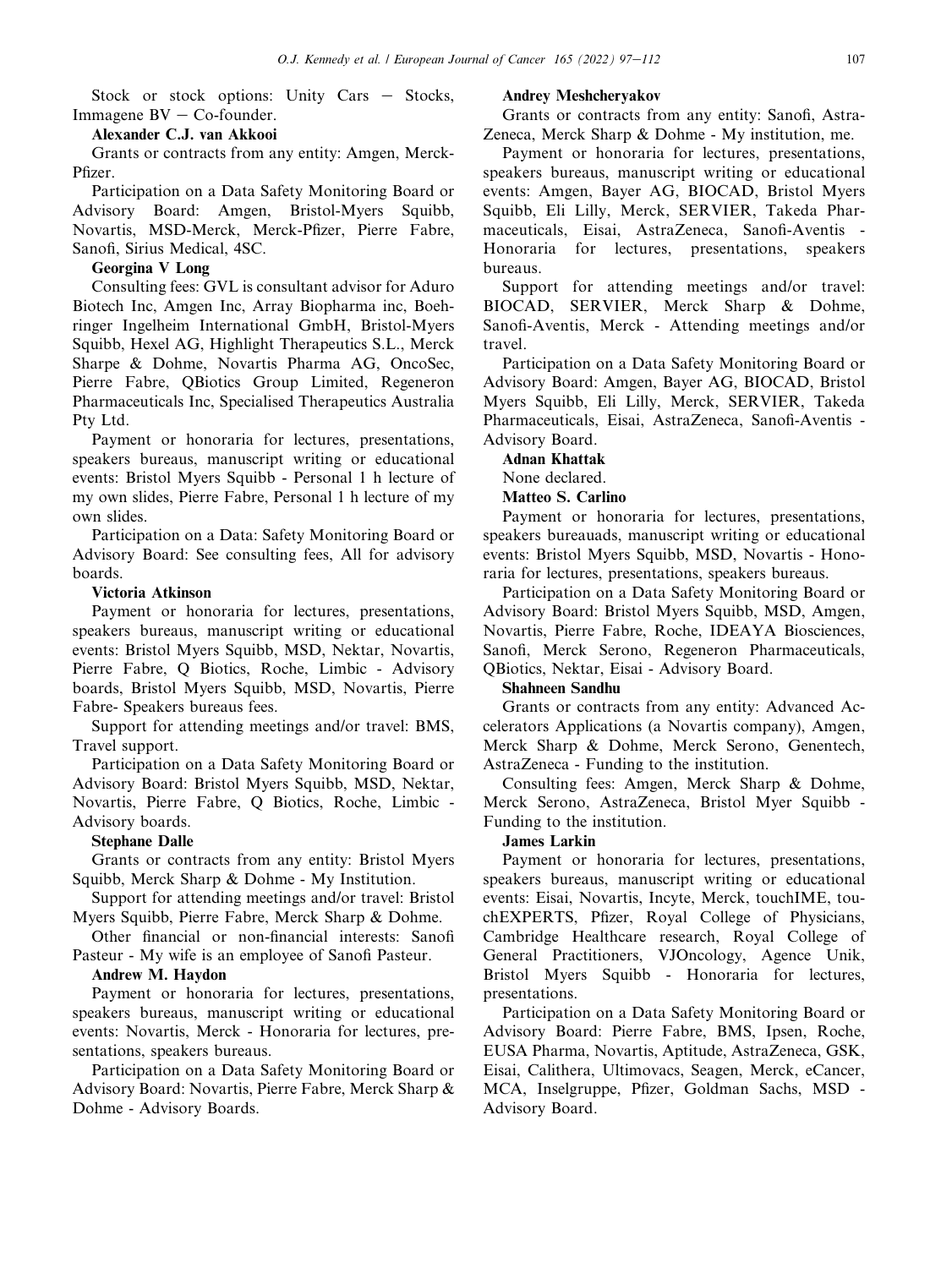Stock or stock options: Unity Cars – Stocks, Immagene BV – Co-founder.

**Alexander C.J. van Akkooi**

Grants or contracts from any entity: Amgen, Merck-Pfizer.

Participation on a Data Safety Monitoring Board or Advisory Board: Amgen, Bristol-Myers Squibb, Novartis, MSD-Merck, Merck-Pfizer, Pierre Fabre, Sanofi, Sirius Medical, 4SC.

**Georgina V Long**

Consulting fees: GVL is consultant advisor for Aduro Biotech Inc, Amgen Inc, Array Biopharma inc, Boehringer Ingelheim International GmbH, Bristol-Myers Squibb, Hexel AG, Highlight Therapeutics S.L., Merck Sharpe & Dohme, Novartis Pharma AG, OncoSec, Pierre Fabre, QBiotics Group Limited, Regeneron Pharmaceuticals Inc, Specialised Therapeutics Australia Pty Ltd.

Payment or honoraria for lectures, presentations, speakers bureaus, manuscript writing or educational events: Bristol Myers Squibb - Personal 1 h lecture of my own slides, Pierre Fabre, Personal 1 h lecture of my own slides.

Participation on a Data: Safety Monitoring Board or Advisory Board: See consulting fees, All for advisory boards.

**Victoria Atkinson**

Payment or honoraria for lectures, presentations, speakers bureaus, manuscript writing or educational events: Bristol Myers Squibb, MSD, Nektar, Novartis, Pierre Fabre, Q Biotics, Roche, Limbic - Advisory boards, Bristol Myers Squibb, MSD, Novartis, Pierre Fabre- Speakers bureaus fees.

Support for attending meetings and/or travel: BMS, Travel support.

Participation on a Data Safety Monitoring Board or Advisory Board: Bristol Myers Squibb, MSD, Nektar, Novartis, Pierre Fabre, Q Biotics, Roche, Limbic - Advisory boards.

**Stephane Dalle**

Grants or contracts from any entity: Bristol Myers Squibb, Merck Sharp & Dohme - My Institution.

Support for attending meetings and/or travel: Bristol Myers Squibb, Pierre Fabre, Merck Sharp & Dohme.

Other financial or non-financial interests: Sanofi Pasteur - My wife is an employee of Sanofi Pasteur.

**Andrew M. Haydon**

Payment or honoraria for lectures, presentations, speakers bureaus, manuscript writing or educational events: Novartis, Merck - Honoraria for lectures, presentations, speakers bureaus.

Participation on a Data Safety Monitoring Board or Advisory Board: Novartis, Pierre Fabre, Merck Sharp & Dohme - Advisory Boards.

**Andrey Meshcheryakov**

Grants or contracts from any entity: Sanofi, AstraZeneca, Merck Sharp & Dohme - My institution, me.

Payment or honoraria for lectures, presentations, speakers bureaus, manuscript writing or educational events: Amgen, Bayer AG, BIOCAD, Bristol Myers Squibb, Eli Lilly, Merck, SERVIER, Takeda Pharmaceuticals, Eisai, AstraZeneca, Sanofi-Aventis - Honoraria for lectures, presentations, speakers bureaus.

Support for attending meetings and/or travel: BIOCAD, SERVIER, Merck Sharp & Dohme, Sanofi-Aventis, Merck - Attending meetings and/or travel.

Participation on a Data Safety Monitoring Board or Advisory Board: Amgen, Bayer AG, BIOCAD, Bristol Myers Squibb, Eli Lilly, Merck, SERVIER, Takeda Pharmaceuticals, Eisai, AstraZeneca, Sanofi-Aventis - Advisory Board.

**Adnan Khattak**

None declared.

**Matteo S. Carlino**

Payment or honoraria for lectures, presentations, speakers bureauads, manuscript writing or educational events: Bristol Myers Squibb, MSD, Novartis - Honoraria for lectures, presentations, speakers bureaus.

Participation on a Data Safety Monitoring Board or Advisory Board: Bristol Myers Squibb, MSD, Amgen, Novartis, Pierre Fabre, Roche, IDEAYA Biosciences, Sanofi, Merck Serono, Regeneron Pharmaceuticals, QBiotics, Nektar, Eisai - Advisory Board.

**Shahneen Sandhu**

Grants or contracts from any entity: Advanced Accelerators Applications (a Novartis company), Amgen, Merck Sharp & Dohme, Merck Serono, Genentech, AstraZeneca - Funding to the institution.

Consulting fees: Amgen, Merck Sharp & Dohme, Merck Serono, AstraZeneca, Bristol Myer Squibb - Funding to the institution.

**James Larkin**

Payment or honoraria for lectures, presentations, speakers bureaus, manuscript writing or educational events: Eisai, Novartis, Incyte, Merck, touchIME, touchEXPERTS, Pfizer, Royal College of Physicians, Cambridge Healthcare research, Royal College of General Practitioners, VJOncology, Agence Unik, Bristol Myers Squibb - Honoraria for lectures, presentations.

Participation on a Data Safety Monitoring Board or Advisory Board: Pierre Fabre, BMS, Ipsen, Roche, EUSA Pharma, Novartis, Aptitude, AstraZeneca, GSK, Eisai, Calithera, Ultimovacs, Seagen, Merck, eCancer, MCA, Inselgruppe, Pfizer, Goldman Sachs, MSD - Advisory Board.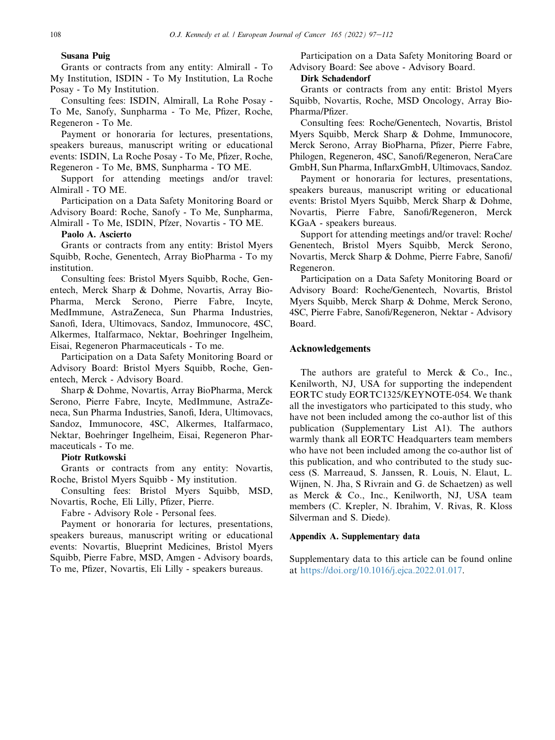**Susana Puig**

Grants or contracts from any entity: Almirall - To My Institution, ISDIN - To My Institution, La Roche Posay - To My Institution.

Consulting fees: ISDIN, Almirall, La Rohe Posay - To Me, Sanofy, Sunpharma - To Me, Pfizer, Roche, Regeneron - To Me.

Payment or honoraria for lectures, presentations, speakers bureaus, manuscript writing or educational events: ISDIN, La Roche Posay - To Me, Pfizer, Roche, Regeneron - To Me, BMS, Sunpharma - TO ME.

Support for attending meetings and/or travel: Almirall - TO ME.

Participation on a Data Safety Monitoring Board or Advisory Board: Roche, Sanofy - To Me, Sunpharma, Almirall - To Me, ISDIN, Pfzer, Novartis - TO ME.

**Paolo A. Ascierto**

Grants or contracts from any entity: Bristol Myers Squibb, Roche, Genentech, Array BioPharma - To my institution.

Consulting fees: Bristol Myers Squibb, Roche, Genentech, Merck Sharp & Dohme, Novartis, Array BioPharma, Merck Serono, Pierre Fabre, Incyte, MedImmune, AstraZeneca, Sun Pharma Industries, Sanofi, Idera, Ultimovacs, Sandoz, Immunocore, 4SC, Alkermes, Italfarmaco, Nektar, Boehringer Ingelheim, Eisai, Regeneron Pharmaceuticals - To me.

Participation on a Data Safety Monitoring Board or Advisory Board: Bristol Myers Squibb, Roche, Genentech, Merck - Advisory Board.

Sharp & Dohme, Novartis, Array BioPharma, Merck Serono, Pierre Fabre, Incyte, MedImmune, AstraZeneca, Sun Pharma Industries, Sanofi, Idera, Ultimovacs, Sandoz, Immunocore, 4SC, Alkermes, Italfarmaco, Nektar, Boehringer Ingelheim, Eisai, Regeneron Pharmaceuticals - To me.

**Piotr Rutkowski**

Grants or contracts from any entity: Novartis, Roche, Bristol Myers Squibb - My institution.

Consulting fees: Bristol Myers Squibb, MSD, Novartis, Roche, Eli Lilly, Pfizer, Pierre.

Fabre - Advisory Role - Personal fees.

Payment or honoraria for lectures, presentations, speakers bureaus, manuscript writing or educational events: Novartis, Blueprint Medicines, Bristol Myers Squibb, Pierre Fabre, MSD, Amgen - Advisory boards, To me, Pfizer, Novartis, Eli Lilly - speakers bureaus.

Participation on a Data Safety Monitoring Board or Advisory Board: See above - Advisory Board.

**Dirk Schadendorf**

Grants or contracts from any entit: Bristol Myers Squibb, Novartis, Roche, MSD Oncology, Array BioPharma/Pfizer.

Consulting fees: Roche/Genentech, Novartis, Bristol Myers Squibb, Merck Sharp & Dohme, Immunocore, Merck Serono, Array BioPharna, Pfizer, Pierre Fabre, Philogen, Regeneron, 4SC, Sanofi/Regeneron, NeraCare GmbH, Sun Pharma, InflarxGmbH, Ultimovacs, Sandoz.

Payment or honoraria for lectures, presentations, speakers bureaus, manuscript writing or educational events: Bristol Myers Squibb, Merck Sharp & Dohme, Novartis, Pierre Fabre, Sanofi/Regeneron, Merck KGaA - speakers bureaus.

Support for attending meetings and/or travel: Roche/Genentech, Bristol Myers Squibb, Merck Serono, Novartis, Merck Sharp & Dohme, Pierre Fabre, Sanofi/Regeneron.

Participation on a Data Safety Monitoring Board or Advisory Board: Roche/Genentech, Novartis, Bristol Myers Squibb, Merck Sharp & Dohme, Merck Serono, 4SC, Pierre Fabre, Sanofi/Regeneron, Nektar - Advisory Board.

## Acknowledgements

The authors are grateful to Merck & Co., Inc., Kenilworth, NJ, USA for supporting the independent EORTC study EORTC1325/KEYNOTE-054. We thank all the investigators who participated to this study, who have not been included among the co-author list of this publication (Supplementary List A1). The authors warmly thank all EORTC Headquarters team members who have not been included among the co-author list of this publication, and who contributed to the study success (S. Marreaud, S. Janssen, R. Louis, N. Elaut, L. Wijnen, N. Jha, S Rivrain and G. de Schaetzen) as well as Merck & Co., Inc., Kenilworth, NJ, USA team members (C. Krepler, N. Ibrahim, V. Rivas, R. Kloss Silverman and S. Diede).

### Appendix A. Supplementary data

Supplementary data to this article can be found online at https://doi.org/10.1016/j.ejca.2022.01.017.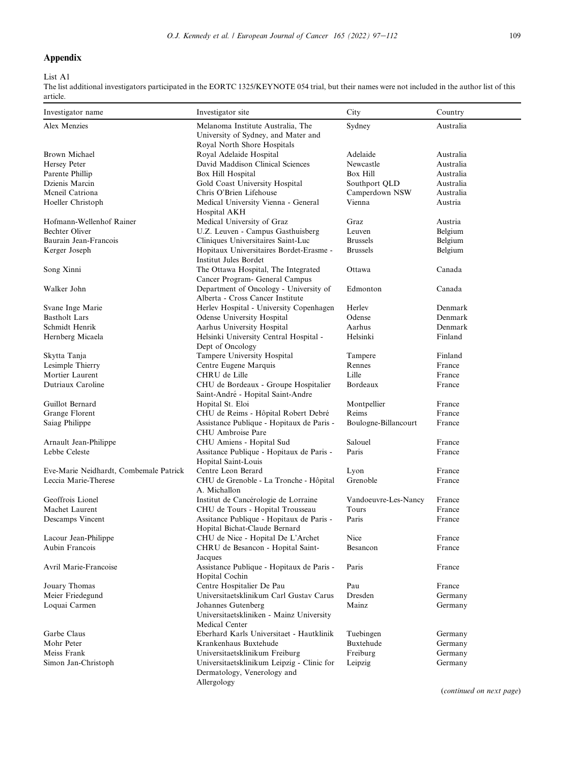## Appendix

List A1

The list additional investigators participated in the EORTC 1325/KEYNOTE 054 trial, but their names were not included in the author list of this article.

| Investigator name | Investigator site | City | Country |
|---|---|---|---|
| Alex Menzies | Melanoma Institute Australia, The University of Sydney, and Mater and Royal North Shore Hospitals | Sydney | Australia |
| Brown Michael | Royal Adelaide Hospital | Adelaide | Australia |
| Hersey Peter | David Maddison Clinical Sciences | Newcastle | Australia |
| Parente Phillip | Box Hill Hospital | Box Hill | Australia |
| Dzienis Marcin | Gold Coast University Hospital | Southport QLD | Australia |
| Mcneil Catriona | Chris O'Brien Lifehouse | Camperdown NSW | Australia |
| Hoeller Christoph | Medical University Vienna - General Hospital AKH | Vienna | Austria |
| Hofmann-Wellenhof Rainer | Medical University of Graz | Graz | Austria |
| Bechter Oliver | U.Z. Leuven - Campus Gasthuisberg | Leuven | Belgium |
| Baurain Jean-Francois | Cliniques Universitaires Saint-Luc | Brussels | Belgium |
| Kerger Joseph | Hopitaux Universitaires Bordet-Erasme - Institut Jules Bordet | Brussels | Belgium |
| Song Xinni | The Ottawa Hospital, The Integrated Cancer Program- General Campus | Ottawa | Canada |
| Walker John | Department of Oncology - University of Alberta - Cross Cancer Institute | Edmonton | Canada |
| Svane Inge Marie | Herlev Hospital - University Copenhagen | Herlev | Denmark |
| Bastholt Lars | Odense University Hospital | Odense | Denmark |
| Schmidt Henrik | Aarhus University Hospital | Aarhus | Denmark |
| Hernberg Micaela | Helsinki University Central Hospital - Dept of Oncology | Helsinki | Finland |
| Skytta Tanja | Tampere University Hospital | Tampere | Finland |
| Lesimple Thierry | Centre Eugene Marquis | Rennes | France |
| Mortier Laurent | CHRU de Lille | Lille | France |
| Dutriaux Caroline | CHU de Bordeaux - Groupe Hospitalier Saint-André - Hopital Saint-Andre | Bordeaux | France |
| Guillot Bernard | Hopital St. Eloi | Montpellier | France |
| Grange Florent | CHU de Reims - Hôpital Robert Debré | Reims | France |
| Saiag Philippe | Assistance Publique - Hopitaux de Paris - CHU Ambroise Pare | Boulogne-Billancourt | France |
| Arnault Jean-Philippe | CHU Amiens - Hopital Sud | Salouel | France |
| Lebbe Celeste | Assitance Publique - Hopitaux de Paris - Hopital Saint-Louis | Paris | France |
| Eve-Marie Neidhardt, Combemale Patrick | Centre Leon Berard | Lyon | France |
| Leccia Marie-Therese | CHU de Grenoble - La Tronche - Hôpital A. Michallon | Grenoble | France |
| Geoffrois Lionel | Institut de Cancérologie de Lorraine | Vandoeuvre-Les-Nancy | France |
| Machet Laurent | CHU de Tours - Hopital Trousseau | Tours | France |
| Descamps Vincent | Assitance Publique - Hopitaux de Paris - Hopital Bichat-Claude Bernard | Paris | France |
| Lacour Jean-Philippe | CHU de Nice - Hopital De L'Archet | Nice | France |
| Aubin Francois | CHRU de Besancon - Hopital Saint-Jacques | Besancon | France |
| Avril Marie-Francoise | Assistance Publique - Hopitaux de Paris - Hopital Cochin | Paris | France |
| Jouary Thomas | Centre Hospitalier De Pau | Pau | France |
| Meier Friedegund | Universitaetsklinikum Carl Gustav Carus | Dresden | Germany |
| Loquai Carmen | Johannes Gutenberg Universitaetskliniken - Mainz University Medical Center | Mainz | Germany |
| Garbe Claus | Eberhard Karls Universitaet - Hautklinik | Tuebingen | Germany |
| Mohr Peter | Krankenhaus Buxtehude | Buxtehude | Germany |
| Meiss Frank | Universitaetsklinikum Freiburg | Freiburg | Germany |
| Simon Jan-Christoph | Universitaetsklinikum Leipzig - Clinic for Dermatology, Venerology and Allergology | Leipzig | Germany |

(*continued on next page*)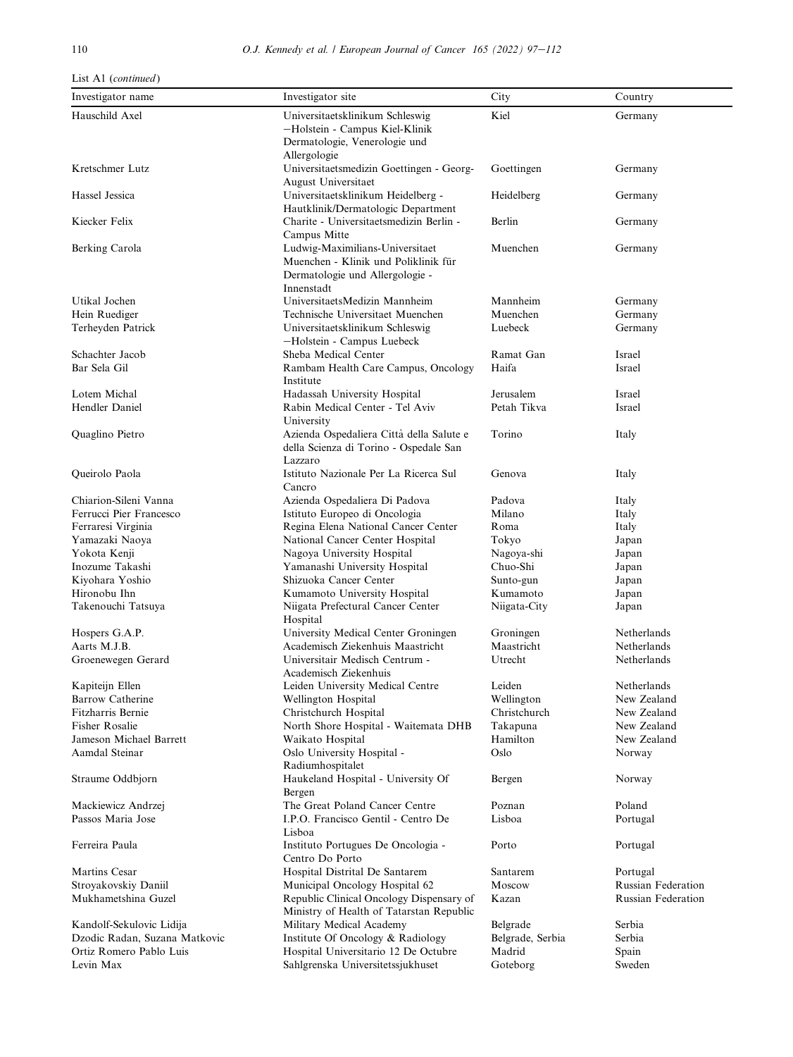List A1 (*continued*)

| Investigator name | Investigator site | City | Country |
|---|---|---|---|
| Hauschild Axel | Universitaetsklinikum Schleswig −Holstein - Campus Kiel-Klinik Dermatologie, Venerologie und Allergologie | Kiel | Germany |
| Kretschmer Lutz | Universitaetsmedizin Goettingen - Georg-August Universitaet | Goettingen | Germany |
| Hassel Jessica | Universitaetsklinikum Heidelberg - Hautklinik/Dermatologic Department | Heidelberg | Germany |
| Kiecker Felix | Charite - Universitaetsmedizin Berlin - Campus Mitte | Berlin | Germany |
| Berking Carola | Ludwig-Maximilians-Universitaet Muenchen - Klinik und Poliklinik für Dermatologie und Allergologie - Innenstadt | Muenchen | Germany |
| Utikal Jochen | UniversitaetsMedizin Mannheim | Mannheim | Germany |
| Hein Ruediger | Technische Universitaet Muenchen | Muenchen | Germany |
| Terheyden Patrick | Universitaetsklinikum Schleswig −Holstein - Campus Luebeck | Luebeck | Germany |
| Schachter Jacob | Sheba Medical Center | Ramat Gan | Israel |
| Bar Sela Gil | Rambam Health Care Campus, Oncology Institute | Haifa | Israel |
| Lotem Michal | Hadassah University Hospital | Jerusalem | Israel |
| Hendler Daniel | Rabin Medical Center - Tel Aviv University | Petah Tikva | Israel |
| Quaglino Pietro | Azienda Ospedaliera Città della Salute e della Scienza di Torino - Ospedale San Lazzaro | Torino | Italy |
| Queirolo Paola | Istituto Nazionale Per La Ricerca Sul Cancro | Genova | Italy |
| Chiarion-Sileni Vanna | Azienda Ospedaliera Di Padova | Padova | Italy |
| Ferrucci Pier Francesco | Istituto Europeo di Oncologia | Milano | Italy |
| Ferraresi Virginia | Regina Elena National Cancer Center | Roma | Italy |
| Yamazaki Naoya | National Cancer Center Hospital | Tokyo | Japan |
| Yokota Kenji | Nagoya University Hospital | Nagoya-shi | Japan |
| Inozume Takashi | Yamanashi University Hospital | Chuo-Shi | Japan |
| Kiyohara Yoshio | Shizuoka Cancer Center | Sunto-gun | Japan |
| Hironobu Ihn | Kumamoto University Hospital | Kumamoto | Japan |
| Takenouchi Tatsuya | Niigata Prefectural Cancer Center Hospital | Niigata-City | Japan |
| Hospers G.A.P. | University Medical Center Groningen | Groningen | Netherlands |
| Aarts M.J.B. | Academisch Ziekenhuis Maastricht | Maastricht | Netherlands |
| Groenewegen Gerard | Universitair Medisch Centrum - Academisch Ziekenhuis | Utrecht | Netherlands |
| Kapiteijn Ellen | Leiden University Medical Centre | Leiden | Netherlands |
| Barrow Catherine | Wellington Hospital | Wellington | New Zealand |
| Fitzharris Bernie | Christchurch Hospital | Christchurch | New Zealand |
| Fisher Rosalie | North Shore Hospital - Waitemata DHB | Takapuna | New Zealand |
| Jameson Michael Barrett | Waikato Hospital | Hamilton | New Zealand |
| Aamdal Steinar | Oslo University Hospital - Radiumhospitalet | Oslo | Norway |
| Straume Oddbjorn | Haukeland Hospital - University Of Bergen | Bergen | Norway |
| Mackiewicz Andrzej | The Great Poland Cancer Centre | Poznan | Poland |
| Passos Maria Jose | I.P.O. Francisco Gentil - Centro De Lisboa | Lisboa | Portugal |
| Ferreira Paula | Instituto Portugues De Oncologia - Centro Do Porto | Porto | Portugal |
| Martins Cesar | Hospital Distrital De Santarem | Santarem | Portugal |
| Stroyakovskiy Daniil | Municipal Oncology Hospital 62 | Moscow | Russian Federation |
| Mukhametshina Guzel | Republic Clinical Oncology Dispensary of Ministry of Health of Tatarstan Republic | Kazan | Russian Federation |
| Kandolf-Sekulovic Lidija | Military Medical Academy | Belgrade | Serbia |
| Dzodic Radan, Suzana Matkovic | Institute Of Oncology & Radiology | Belgrade, Serbia | Serbia |
| Ortiz Romero Pablo Luis | Hospital Universitario 12 De Octubre | Madrid | Spain |
| Levin Max | Sahlgrenska Universitetssjukhuset | Goteborg | Sweden |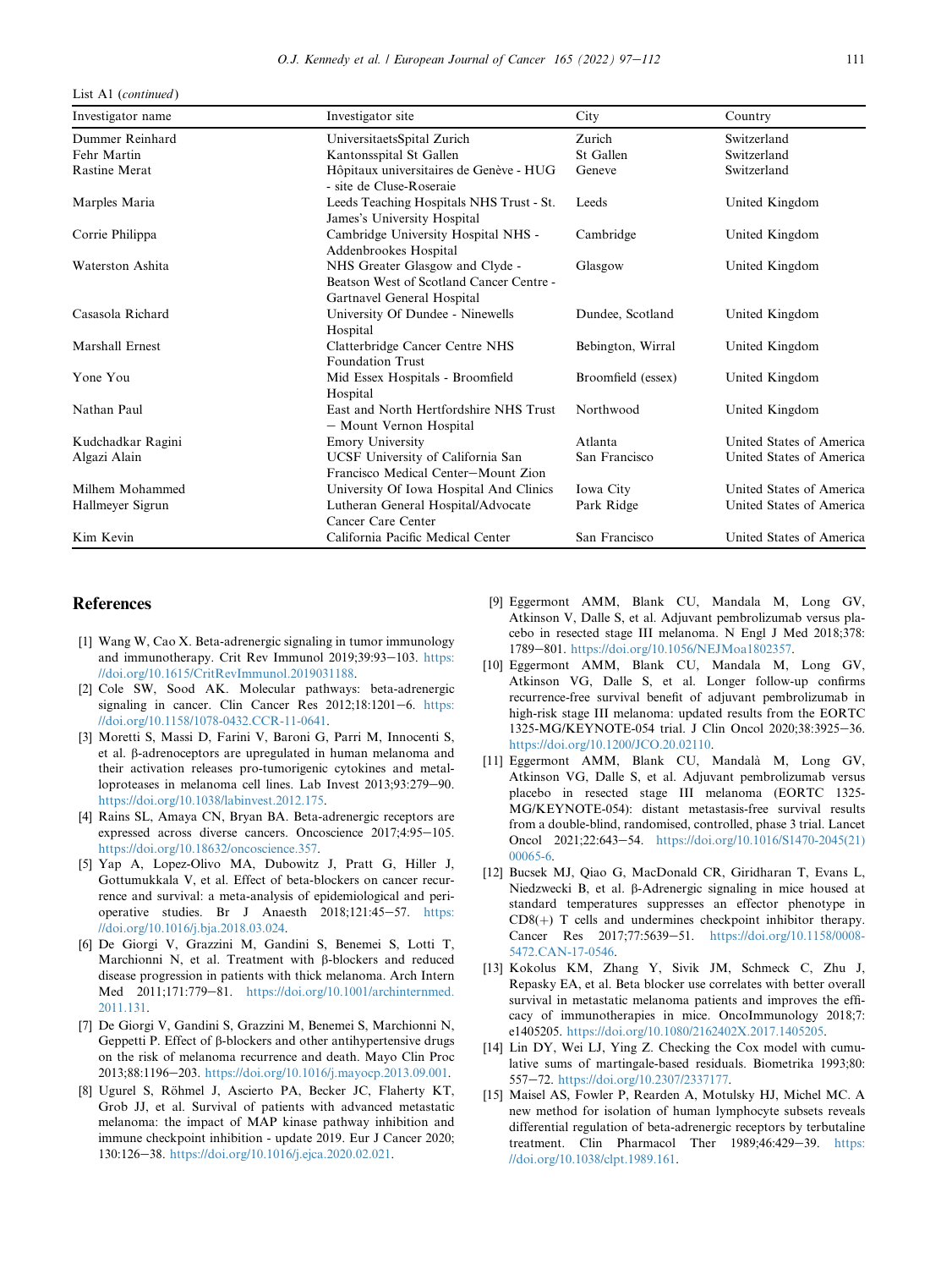List A1 (*continued*)

| Investigator name | Investigator site | City | Country |
|---|---|---|---|
| Dummer Reinhard | UniversitaetsSpital Zurich | Zurich | Switzerland |
| Fehr Martin | Kantonsspital St Gallen | St Gallen | Switzerland |
| Rastine Merat | Hôpitaux universitaires de Genève - HUG - site de Cluse-Roseraie | Geneve | Switzerland |
| Marples Maria | Leeds Teaching Hospitals NHS Trust - St. James's University Hospital | Leeds | United Kingdom |
| Corrie Philippa | Cambridge University Hospital NHS - Addenbrookes Hospital | Cambridge | United Kingdom |
| Waterston Ashita | NHS Greater Glasgow and Clyde - Beatson West of Scotland Cancer Centre - Gartnavel General Hospital | Glasgow | United Kingdom |
| Casasola Richard | University Of Dundee - Ninewells Hospital | Dundee, Scotland | United Kingdom |
| Marshall Ernest | Clatterbridge Cancer Centre NHS Foundation Trust | Bebington, Wirral | United Kingdom |
| Yone You | Mid Essex Hospitals - Broomfield Hospital | Broomfield (essex) | United Kingdom |
| Nathan Paul | East and North Hertfordshire NHS Trust – Mount Vernon Hospital | Northwood | United Kingdom |
| Kudchadkar Ragini | Emory University | Atlanta | United States of America |
| Algazi Alain | UCSF University of California San Francisco Medical Center–Mount Zion | San Francisco | United States of America |
| Milhem Mohammed | University Of Iowa Hospital And Clinics | Iowa City | United States of America |
| Hallmeyer Sigrun | Lutheran General Hospital/Advocate Cancer Care Center | Park Ridge | United States of America |
| Kim Kevin | California Pacific Medical Center | San Francisco | United States of America |

## References

[1] Wang W, Cao X. Beta-adrenergic signaling in tumor immunology and immunotherapy. Crit Rev Immunol 2019;39:93–103. https://doi.org/10.1615/CritRevImmunol.2019031188.

[2] Cole SW, Sood AK. Molecular pathways: beta-adrenergic signaling in cancer. Clin Cancer Res 2012;18:1201–6. https://doi.org/10.1158/1078-0432.CCR-11-0641.

[3] Moretti S, Massi D, Farini V, Baroni G, Parri M, Innocenti S, et al. β-adrenoceptors are upregulated in human melanoma and their activation releases pro-tumorigenic cytokines and metalloproteases in melanoma cell lines. Lab Invest 2013;93:279–90. https://doi.org/10.1038/labinvest.2012.175.

[4] Rains SL, Amaya CN, Bryan BA. Beta-adrenergic receptors are expressed across diverse cancers. Oncoscience 2017;4:95–105. https://doi.org/10.18632/oncoscience.357.

[5] Yap A, Lopez-Olivo MA, Dubowitz J, Pratt G, Hiller J, Gottumukkala V, et al. Effect of beta-blockers on cancer recurrence and survival: a meta-analysis of epidemiological and perioperative studies. Br J Anaesth 2018;121:45–57. https://doi.org/10.1016/j.bja.2018.03.024.

[6] De Giorgi V, Grazzini M, Gandini S, Benemei S, Lotti T, Marchionni N, et al. Treatment with β-blockers and reduced disease progression in patients with thick melanoma. Arch Intern Med 2011;171:779–81. https://doi.org/10.1001/archinternmed.2011.131.

[7] De Giorgi V, Gandini S, Grazzini M, Benemei S, Marchionni N, Geppetti P. Effect of β-blockers and other antihypertensive drugs on the risk of melanoma recurrence and death. Mayo Clin Proc 2013;88:1196–203. https://doi.org/10.1016/j.mayocp.2013.09.001.

[8] Ugurel S, Röhmel J, Ascierto PA, Becker JC, Flaherty KT, Grob JJ, et al. Survival of patients with advanced metastatic melanoma: the impact of MAP kinase pathway inhibition and immune checkpoint inhibition - update 2019. Eur J Cancer 2020;130:126–38. https://doi.org/10.1016/j.ejca.2020.02.021.

[9] Eggermont AMM, Blank CU, Mandala M, Long GV, Atkinson V, Dalle S, et al. Adjuvant pembrolizumab versus placebo in resected stage III melanoma. N Engl J Med 2018;378:1789–801. https://doi.org/10.1056/NEJMoa1802357.

[10] Eggermont AMM, Blank CU, Mandala M, Long GV, Atkinson VG, Dalle S, et al. Longer follow-up confirms recurrence-free survival benefit of adjuvant pembrolizumab in high-risk stage III melanoma: updated results from the EORTC 1325-MG/KEYNOTE-054 trial. J Clin Oncol 2020;38:3925–36. https://doi.org/10.1200/JCO.20.02110.

[11] Eggermont AMM, Blank CU, Mandalà M, Long GV, Atkinson VG, Dalle S, et al. Adjuvant pembrolizumab versus placebo in resected stage III melanoma (EORTC 1325-MG/KEYNOTE-054): distant metastasis-free survival results from a double-blind, randomised, controlled, phase 3 trial. Lancet Oncol 2021;22:643–54. https://doi.org/10.1016/S1470-2045(21)00065-6.

[12] Bucsek MJ, Qiao G, MacDonald CR, Giridharan T, Evans L, Niedzwecki B, et al. β-Adrenergic signaling in mice housed at standard temperatures suppresses an effector phenotype in CD8(+) T cells and undermines checkpoint inhibitor therapy. Cancer Res 2017;77:5639–51. https://doi.org/10.1158/0008-5472.CAN-17-0546.

[13] Kokolus KM, Zhang Y, Sivik JM, Schmeck C, Zhu J, Repasky EA, et al. Beta blocker use correlates with better overall survival in metastatic melanoma patients and improves the efficacy of immunotherapies in mice. OncoImmunology 2018;7:e1405205. https://doi.org/10.1080/2162402X.2017.1405205.

[14] Lin DY, Wei LJ, Ying Z. Checking the Cox model with cumulative sums of martingale-based residuals. Biometrika 1993;80:557–72. https://doi.org/10.2307/2337177.

[15] Maisel AS, Fowler P, Rearden A, Motulsky HJ, Michel MC. A new method for isolation of human lymphocyte subsets reveals differential regulation of beta-adrenergic receptors by terbutaline treatment. Clin Pharmacol Ther 1989;46:429–39. https://doi.org/10.1038/clpt.1989.161.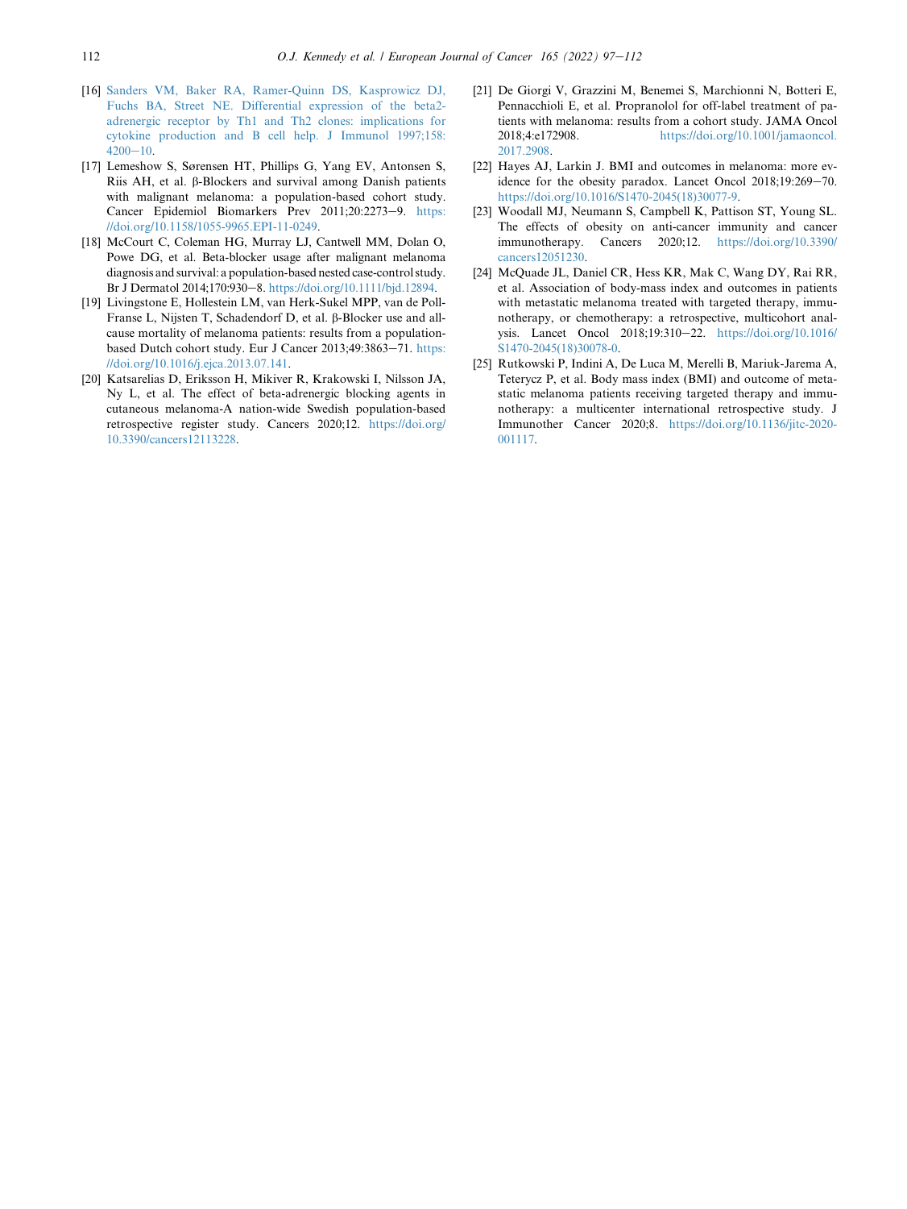[16] Sanders VM, Baker RA, Ramer-Quinn DS, Kasprowicz DJ, Fuchs BA, Street NE. Differential expression of the beta2-adrenergic receptor by Th1 and Th2 clones: implications for cytokine production and B cell help. J Immunol 1997;158:4200–10.

[17] Lemeshow S, Sørensen HT, Phillips G, Yang EV, Antonsen S, Riis AH, et al. β-Blockers and survival among Danish patients with malignant melanoma: a population-based cohort study. Cancer Epidemiol Biomarkers Prev 2011;20:2273–9. https://doi.org/10.1158/1055-9965.EPI-11-0249.

[18] McCourt C, Coleman HG, Murray LJ, Cantwell MM, Dolan O, Powe DG, et al. Beta-blocker usage after malignant melanoma diagnosis and survival: a population-based nested case-control study. Br J Dermatol 2014;170:930–8. https://doi.org/10.1111/bjd.12894.

[19] Livingstone E, Hollestein LM, van Herk-Sukel MPP, van de Poll-Franse L, Nijsten T, Schadendorf D, et al. β-Blocker use and all-cause mortality of melanoma patients: results from a population-based Dutch cohort study. Eur J Cancer 2013;49:3863–71. https://doi.org/10.1016/j.ejca.2013.07.141.

[20] Katsarelias D, Eriksson H, Mikiver R, Krakowski I, Nilsson JA, Ny L, et al. The effect of beta-adrenergic blocking agents in cutaneous melanoma-A nation-wide Swedish population-based retrospective register study. Cancers 2020;12. https://doi.org/10.3390/cancers12113228.

[21] De Giorgi V, Grazzini M, Benemei S, Marchionni N, Botteri E, Pennacchioli E, et al. Propranolol for off-label treatment of patients with melanoma: results from a cohort study. JAMA Oncol 2018;4:e172908. https://doi.org/10.1001/jamaoncol.2017.2908.

[22] Hayes AJ, Larkin J. BMI and outcomes in melanoma: more evidence for the obesity paradox. Lancet Oncol 2018;19:269–70. https://doi.org/10.1016/S1470-2045(18)30077-9.

[23] Woodall MJ, Neumann S, Campbell K, Pattison ST, Young SL. The effects of obesity on anti-cancer immunity and cancer immunotherapy. Cancers 2020;12. https://doi.org/10.3390/cancers12051230.

[24] McQuade JL, Daniel CR, Hess KR, Mak C, Wang DY, Rai RR, et al. Association of body-mass index and outcomes in patients with metastatic melanoma treated with targeted therapy, immunotherapy, or chemotherapy: a retrospective, multicohort analysis. Lancet Oncol 2018;19:310–22. https://doi.org/10.1016/S1470-2045(18)30078-0.

[25] Rutkowski P, Indini A, De Luca M, Merelli B, Mariuk-Jarema A, Teterycz P, et al. Body mass index (BMI) and outcome of metastatic melanoma patients receiving targeted therapy and immunotherapy: a multicenter international retrospective study. J Immunother Cancer 2020;8. https://doi.org/10.1136/jitc-2020-001117.